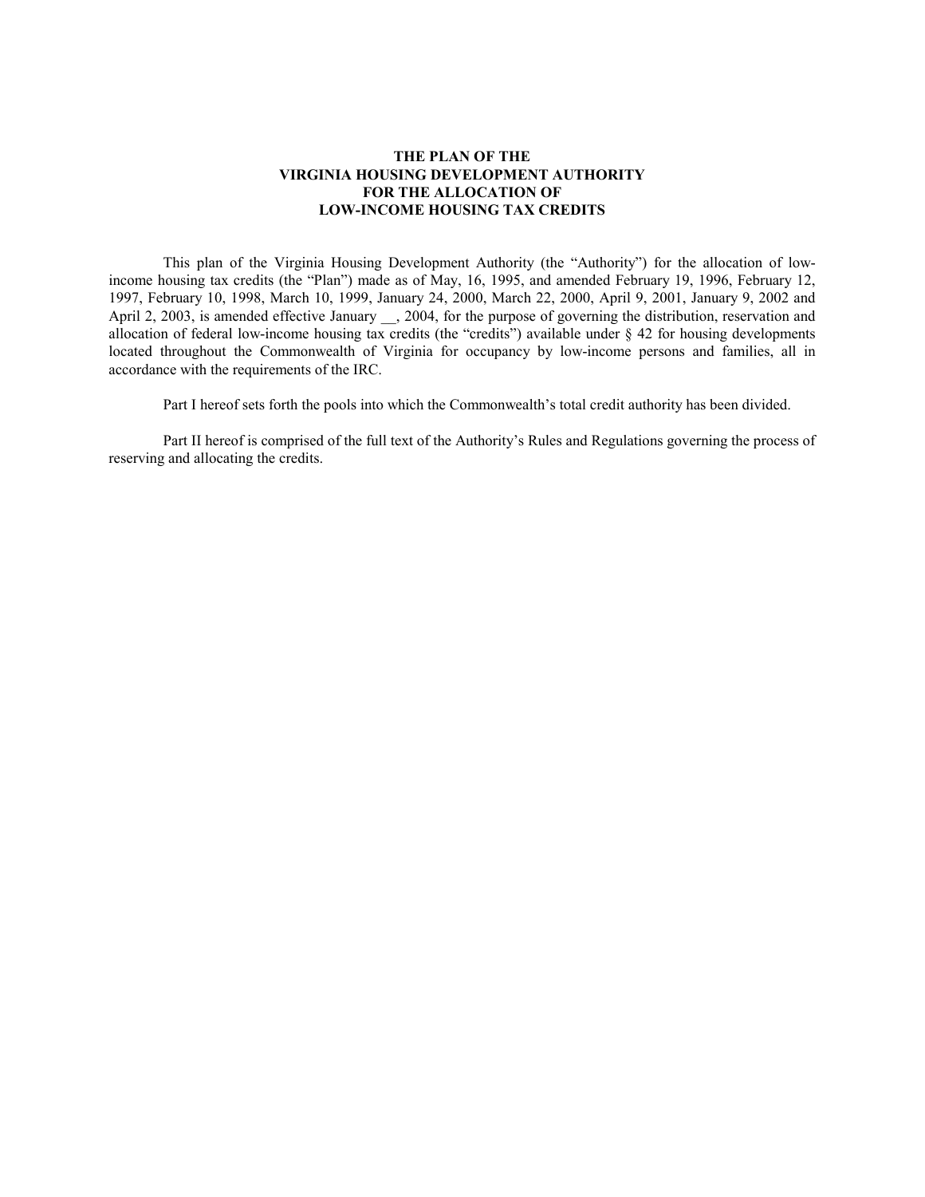# THE PLAN OF THE VIRGINIA HOUSING DEVELOPMENT AUTHORITY FOR THE ALLOCATION OF LOW-INCOME HOUSING TAX CREDITS

This plan of the Virginia Housing Development Authority (the "Authority") for the allocation of low-income housing tax credits (the "Plan") made as of May, 16, 1995, and amended February 19, 1996, February 12, 1997, February 10, 1998, March 10, 1999, January 24, 2000, March 22, 2000, April 9, 2001, January 9, 2002 and April 2, 2003, is amended effective January __, 2004, for the purpose of governing the distribution, reservation and allocation of federal low-income housing tax credits (the "credits") available under § 42 for housing developments located throughout the Commonwealth of Virginia for occupancy by low-income persons and families, all in accordance with the requirements of the IRC.

Part I hereof sets forth the pools into which the Commonwealth's total credit authority has been divided.

Part II hereof is comprised of the full text of the Authority's Rules and Regulations governing the process of reserving and allocating the credits.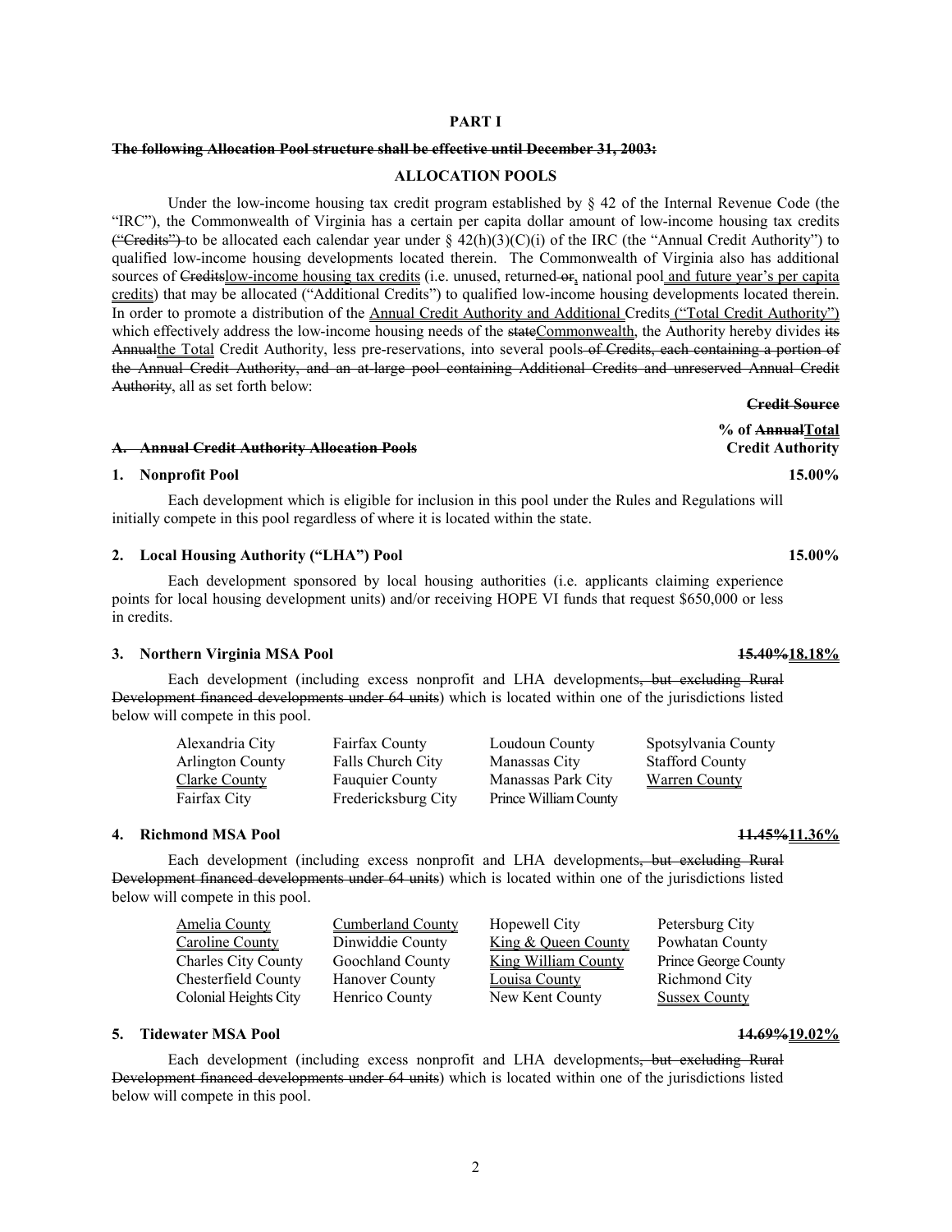**PART I**

~~**The following Allocation Pool structure shall be effective until December 31, 2003:**~~

**ALLOCATION POOLS**

Under the low-income housing tax credit program established by § 42 of the Internal Revenue Code (the "IRC"), the Commonwealth of Virginia has a certain per capita dollar amount of low-income housing tax credits ~~("Credits")~~ to be allocated each calendar year under § 42(h)(3)(C)(i) of the IRC (the "Annual Credit Authority") to qualified low-income housing developments located therein. The Commonwealth of Virginia also has additional sources of ~~Credits~~<u>low-income housing tax credits</u> (i.e. unused, returned ~~or~~<u>,</u> national pool <u>and future year's per capita credits</u>) that may be allocated ("Additional Credits") to qualified low-income housing developments located therein. In order to promote a distribution of the <u>Annual Credit Authority and Additional</u> Credits <u>("Total Credit Authority")</u> which effectively address the low-income housing needs of the ~~state~~<u>Commonwealth</u>, the Authority hereby divides ~~its Annual~~<u>the Total</u> Credit Authority, less pre-reservations, into several pools ~~of Credits, each containing a portion of the Annual Credit Authority, and an at-large pool containing Additional Credits and unreserved Annual Credit Authority~~, all as set forth below:

| | ~~**Credit Source**~~ **% of ~~Annual~~<u>Total</u> Credit Authority** |
|---|---|
| ~~**A. Annual Credit Authority Allocation Pools**~~ | |
| **1. Nonprofit Pool** | **15.00%** |
| **2. Local Housing Authority ("LHA") Pool** | **15.00%** |
| **3. Northern Virginia MSA Pool** | **~~15.40%~~<u>18.18%</u>** |
| **4. Richmond MSA Pool** | **~~11.45%~~<u>11.36%</u>** |
| **5. Tidewater MSA Pool** | **~~14.69%~~<u>19.02%</u>** |

**1. Nonprofit Pool** — **15.00%**

Each development which is eligible for inclusion in this pool under the Rules and Regulations will initially compete in this pool regardless of where it is located within the state.

**2. Local Housing Authority ("LHA") Pool** — **15.00%**

Each development sponsored by local housing authorities (i.e. applicants claiming experience points for local housing development units) and/or receiving HOPE VI funds that request $650,000 or less in credits.

**3. Northern Virginia MSA Pool** — **~~15.40%~~<u>18.18%</u>**

Each development (including excess nonprofit and LHA developments~~, but excluding Rural Development financed developments under 64 units~~) which is located within one of the jurisdictions listed below will compete in this pool.

| | | | |
|---|---|---|---|
| Alexandria City | Fairfax County | Loudoun County | Spotsylvania County |
| Arlington County | Falls Church City | Manassas City | Stafford County |
| <u>Clarke County</u> | Fauquier County | Manassas Park City | <u>Warren County</u> |
| Fairfax City | Fredericksburg City | Prince William County | |

**4. Richmond MSA Pool** — **~~11.45%~~<u>11.36%</u>**

Each development (including excess nonprofit and LHA developments~~, but excluding Rural Development financed developments under 64 units~~) which is located within one of the jurisdictions listed below will compete in this pool.

| | | | |
|---|---|---|---|
| <u>Amelia County</u> | <u>Cumberland County</u> | Hopewell City | Petersburg City |
| <u>Caroline County</u> | Dinwiddie County | <u>King & Queen County</u> | Powhatan County |
| Charles City County | Goochland County | <u>King William County</u> | Prince George County |
| Chesterfield County | Hanover County | <u>Louisa County</u> | Richmond City |
| Colonial Heights City | Henrico County | New Kent County | <u>Sussex County</u> |

**5. Tidewater MSA Pool** — **~~14.69%~~<u>19.02%</u>**

Each development (including excess nonprofit and LHA developments~~, but excluding Rural Development financed developments under 64 units~~) which is located within one of the jurisdictions listed below will compete in this pool.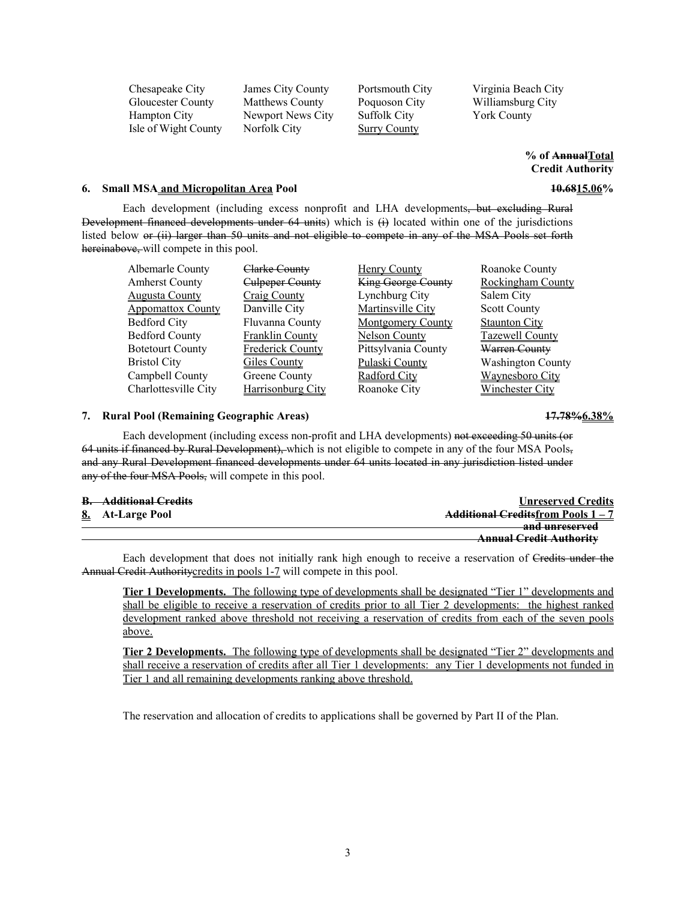| | | | |
|---|---|---|---|
| Chesapeake City | James City County | Portsmouth City | Virginia Beach City |
| Gloucester County | Matthews County | Poquoson City | Williamsburg City |
| Hampton City | Newport News City | Suffolk City | York County |
| Isle of Wight County | Norfolk City | <u>Surry County</u> | |

**% of ~~Annual~~<u>Total</u> Credit Authority**

**6. Small MSA<u> and Micropolitan Area</u> Pool** **~~10.68~~<u>15.06</u>%**

Each development (including excess nonprofit and LHA developments~~, but excluding Rural Development financed developments under 64 units~~) which is ~~(i)~~ located within one of the jurisdictions listed below ~~or (ii) larger than 50 units and not eligible to compete in any of the MSA Pools set forth hereinabove,~~ will compete in this pool.

| | | | |
|---|---|---|---|
| Albemarle County | ~~Clarke County~~ | <u>Henry County</u> | Roanoke County |
| Amherst County | ~~Culpeper County~~ | ~~<u>King George County</u>~~ | <u>Rockingham County</u> |
| <u>Augusta County</u> | <u>Craig County</u> | Lynchburg City | Salem City |
| <u>Appomattox County</u> | Danville City | <u>Martinsville City</u> | Scott County |
| Bedford City | Fluvanna County | <u>Montgomery County</u> | <u>Staunton City</u> |
| Bedford County | <u>Franklin County</u> | <u>Nelson County</u> | <u>Tazewell County</u> |
| Botetourt County | <u>Frederick County</u> | Pittsylvania County | ~~Warren County~~ |
| Bristol City | <u>Giles County</u> | <u>Pulaski County</u> | Washington County |
| Campbell County | Greene County | <u>Radford City</u> | <u>Waynesboro City</u> |
| Charlottesville City | <u>Harrisonburg City</u> | Roanoke City | <u>Winchester City</u> |

**7. Rural Pool (Remaining Geographic Areas)** **~~17.78%~~<u>6.38%</u>**

Each development (including excess non-profit and LHA developments) ~~not exceeding 50 units (or 64 units if financed by Rural Development),~~ which is not eligible to compete in any of the four MSA Pools~~, and any Rural Development financed developments under 64 units located in any jurisdiction listed under any of the four MSA Pools,~~ will compete in this pool.

**~~B. Additional Credits~~** **<u>Unreserved Credits</u>**
**<u>8.</u> At-Large Pool** **~~Additional Credits~~<u>from Pools 1 – 7</u> ~~and unreserved Annual Credit Authority~~**

Each development that does not initially rank high enough to receive a reservation of ~~Credits under the Annual Credit Authority~~<u>credits in pools 1-7</u> will compete in this pool.

<u>**Tier 1 Developments.** The following type of developments shall be designated "Tier 1" developments and shall be eligible to receive a reservation of credits prior to all Tier 2 developments: the highest ranked development ranked above threshold not receiving a reservation of credits from each of the seven pools above.</u>

<u>**Tier 2 Developments.** The following type of developments shall be designated "Tier 2" developments and shall receive a reservation of credits after all Tier 1 developments: any Tier 1 developments not funded in Tier 1 and all remaining developments ranking above threshold.</u>

The reservation and allocation of credits to applications shall be governed by Part II of the Plan.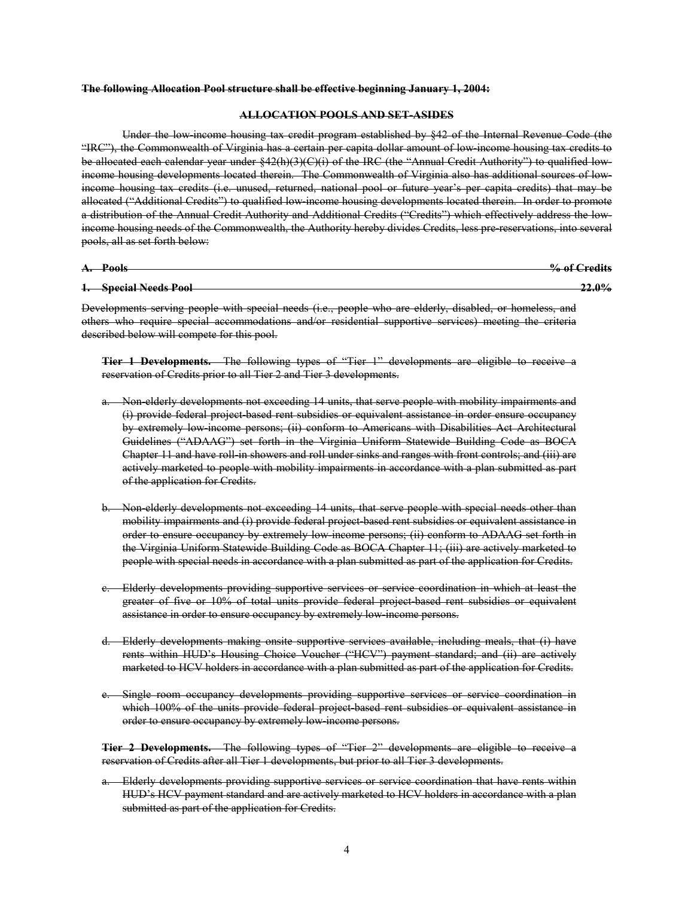~~**The following Allocation Pool structure shall be effective beginning January 1, 2004:**~~

~~**ALLOCATION POOLS AND SET-ASIDES**~~

~~Under the low-income housing tax credit program established by §42 of the Internal Revenue Code (the "IRC"), the Commonwealth of Virginia has a certain per capita dollar amount of low-income housing tax credits to be allocated each calendar year under §42(h)(3)(C)(i) of the IRC (the "Annual Credit Authority") to qualified low-income housing developments located therein. The Commonwealth of Virginia also has additional sources of low-income housing tax credits (i.e. unused, returned, national pool or future year's per capita credits) that may be allocated ("Additional Credits") to qualified low-income housing developments located therein. In order to promote a distribution of the Annual Credit Authority and Additional Credits ("Credits") which effectively address the low-income housing needs of the Commonwealth, the Authority hereby divides Credits, less pre-reservations, into several pools, all as set forth below:~~

~~**A. Pools**~~ ~~**% of Credits**~~

~~**1. Special Needs Pool**~~ ~~**22.0%**~~

~~Developments serving people with special needs (i.e., people who are elderly, disabled, or homeless, and others who require special accommodations and/or residential supportive services) meeting the criteria described below will compete for this pool.~~

~~**Tier 1 Developments.** The following types of "Tier 1" developments are eligible to receive a reservation of Credits prior to all Tier 2 and Tier 3 developments.~~

a. ~~Non-elderly developments not exceeding 14 units, that serve people with mobility impairments and (i) provide federal project-based rent subsidies or equivalent assistance in order ensure occupancy by extremely low-income persons; (ii) conform to Americans with Disabilities Act Architectural Guidelines ("ADAAG") set forth in the Virginia Uniform Statewide Building Code as BOCA Chapter 11 and have roll-in showers and roll under sinks and ranges with front controls; and (iii) are actively marketed to people with mobility impairments in accordance with a plan submitted as part of the application for Credits.~~

b. ~~Non-elderly developments not exceeding 14 units, that serve people with special needs other than mobility impairments and (i) provide federal project-based rent subsidies or equivalent assistance in order to ensure occupancy by extremely low-income persons; (ii) conform to ADAAG set forth in the Virginia Uniform Statewide Building Code as BOCA Chapter 11; (iii) are actively marketed to people with special needs in accordance with a plan submitted as part of the application for Credits.~~

c. ~~Elderly developments providing supportive services or service coordination in which at least the greater of five or 10% of total units provide federal project-based rent subsidies or equivalent assistance in order to ensure occupancy by extremely low-income persons.~~

d. ~~Elderly developments making onsite supportive services available, including meals, that (i) have rents within HUD's Housing Choice Voucher ("HCV") payment standard; and (ii) are actively marketed to HCV holders in accordance with a plan submitted as part of the application for Credits.~~

e. ~~Single room occupancy developments providing supportive services or service coordination in which 100% of the units provide federal project-based rent subsidies or equivalent assistance in order to ensure occupancy by extremely low-income persons.~~

~~**Tier 2 Developments.** The following types of "Tier 2" developments are eligible to receive a reservation of Credits after all Tier 1 developments, but prior to all Tier 3 developments.~~

a. ~~Elderly developments providing supportive services or service coordination that have rents within HUD's HCV payment standard and are actively marketed to HCV holders in accordance with a plan submitted as part of the application for Credits.~~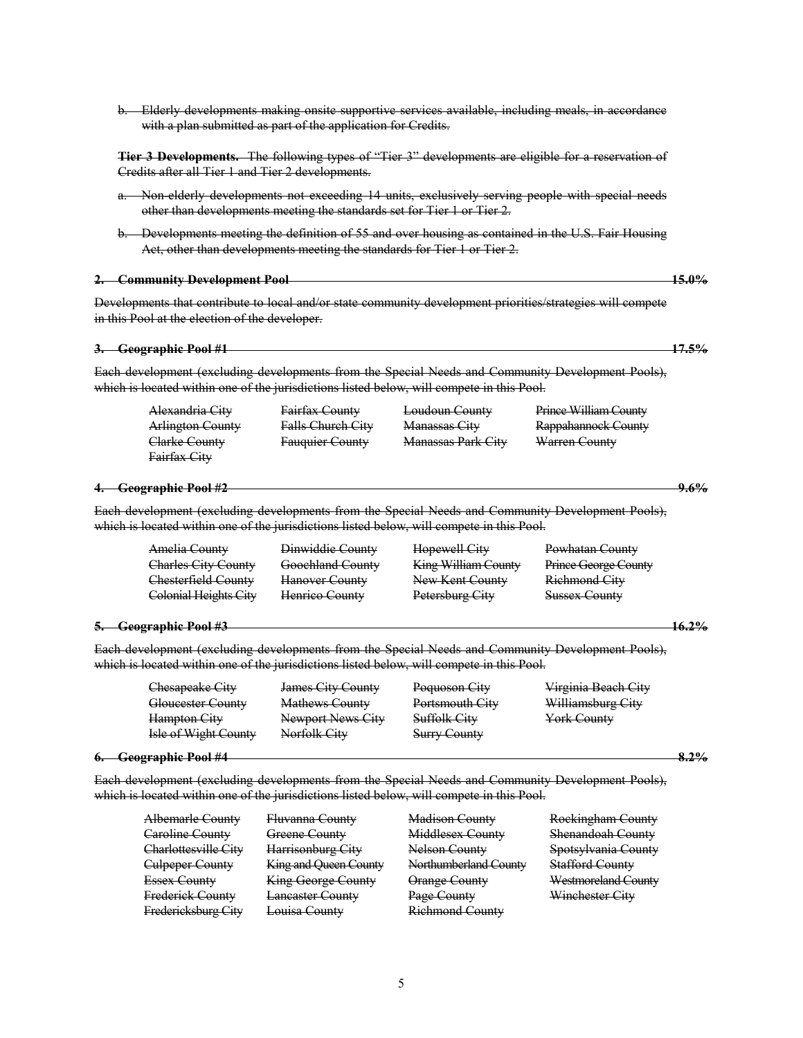~~b. Elderly developments making onsite supportive services available, including meals, in accordance with a plan submitted as part of the application for Credits.~~

~~**Tier 3 Developments.** The following types of "Tier 3" developments are eligible for a reservation of Credits after all Tier 1 and Tier 2 developments.~~

~~a. Non-elderly developments not exceeding 14 units, exclusively serving people with special needs other than developments meeting the standards set for Tier 1 or Tier 2.~~

~~b. Developments meeting the definition of 55 and over housing as contained in the U.S. Fair Housing Act, other than developments meeting the standards for Tier 1 or Tier 2.~~

~~**2. Community Development Pool — 15.0%**~~

~~Developments that contribute to local and/or state community development priorities/strategies will compete in this Pool at the election of the developer.~~

~~**3. Geographic Pool #1 — 17.5%**~~

~~Each development (excluding developments from the Special Needs and Community Development Pools), which is located within one of the jurisdictions listed below, will compete in this Pool.~~

| | | | |
|---|---|---|---|
| ~~Alexandria City~~ | ~~Fairfax County~~ | ~~Loudoun County~~ | ~~Prince William County~~ |
| ~~Arlington County~~ | ~~Falls Church City~~ | ~~Manassas City~~ | ~~Rappahannock County~~ |
| ~~Clarke County~~ | ~~Fauquier County~~ | ~~Manassas Park City~~ | ~~Warren County~~ |
| ~~Fairfax City~~ | | | |

~~**4. Geographic Pool #2 — 9.6%**~~

~~Each development (excluding developments from the Special Needs and Community Development Pools), which is located within one of the jurisdictions listed below, will compete in this Pool.~~

| | | | |
|---|---|---|---|
| ~~Amelia County~~ | ~~Dinwiddie County~~ | ~~Hopewell City~~ | ~~Powhatan County~~ |
| ~~Charles City County~~ | ~~Goochland County~~ | ~~King William County~~ | ~~Prince George County~~ |
| ~~Chesterfield County~~ | ~~Hanover County~~ | ~~New Kent County~~ | ~~Richmond City~~ |
| ~~Colonial Heights City~~ | ~~Henrico County~~ | ~~Petersburg City~~ | ~~Sussex County~~ |

~~**5. Geographic Pool #3 — 16.2%**~~

~~Each development (excluding developments from the Special Needs and Community Development Pools), which is located within one of the jurisdictions listed below, will compete in this Pool.~~

| | | | |
|---|---|---|---|
| ~~Chesapeake City~~ | ~~James City County~~ | ~~Poquoson City~~ | ~~Virginia Beach City~~ |
| ~~Gloucester County~~ | ~~Mathews County~~ | ~~Portsmouth City~~ | ~~Williamsburg City~~ |
| ~~Hampton City~~ | ~~Newport News City~~ | ~~Suffolk City~~ | ~~York County~~ |
| ~~Isle of Wight County~~ | ~~Norfolk City~~ | ~~Surry County~~ | |

~~**6. Geographic Pool #4 — 8.2%**~~

~~Each development (excluding developments from the Special Needs and Community Development Pools), which is located within one of the jurisdictions listed below, will compete in this Pool.~~

| | | | |
|---|---|---|---|
| ~~Albemarle County~~ | ~~Fluvanna County~~ | ~~Madison County~~ | ~~Rockingham County~~ |
| ~~Caroline County~~ | ~~Greene County~~ | ~~Middlesex County~~ | ~~Shenandoah County~~ |
| ~~Charlottesville City~~ | ~~Harrisonburg City~~ | ~~Nelson County~~ | ~~Spotsylvania County~~ |
| ~~Culpeper County~~ | ~~King and Queen County~~ | ~~Northumberland County~~ | ~~Stafford County~~ |
| ~~Essex County~~ | ~~King George County~~ | ~~Orange County~~ | ~~Westmoreland County~~ |
| ~~Frederick County~~ | ~~Lancaster County~~ | ~~Page County~~ | ~~Winchester City~~ |
| ~~Fredericksburg City~~ | ~~Louisa County~~ | ~~Richmond County~~ | |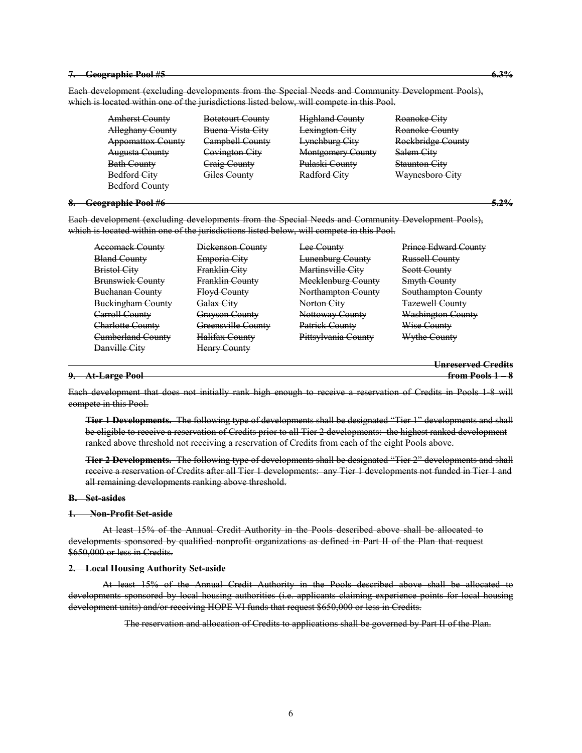~~**7. Geographic Pool #5** 6.3%~~

~~Each development (excluding developments from the Special Needs and Community Development Pools), which is located within one of the jurisdictions listed below, will compete in this Pool.~~

| | | | |
|---|---|---|---|
| ~~Amherst County~~ | ~~Botetourt County~~ | ~~Highland County~~ | ~~Roanoke City~~ |
| ~~Alleghany County~~ | ~~Buena Vista City~~ | ~~Lexington City~~ | ~~Roanoke County~~ |
| ~~Appomattox County~~ | ~~Campbell County~~ | ~~Lynchburg City~~ | ~~Rockbridge County~~ |
| ~~Augusta County~~ | ~~Covington City~~ | ~~Montgomery County~~ | ~~Salem City~~ |
| ~~Bath County~~ | ~~Craig County~~ | ~~Pulaski County~~ | ~~Staunton City~~ |
| ~~Bedford City~~ | ~~Giles County~~ | ~~Radford City~~ | ~~Waynesboro City~~ |
| ~~Bedford County~~ | | | |

~~**8. Geographic Pool #6** 5.2%~~

~~Each development (excluding developments from the Special Needs and Community Development Pools), which is located within one of the jurisdictions listed below, will compete in this Pool.~~

| | | | |
|---|---|---|---|
| ~~Accomack County~~ | ~~Dickenson County~~ | ~~Lee County~~ | ~~Prince Edward County~~ |
| ~~Bland County~~ | ~~Emporia City~~ | ~~Lunenburg County~~ | ~~Russell County~~ |
| ~~Bristol City~~ | ~~Franklin City~~ | ~~Martinsville City~~ | ~~Scott County~~ |
| ~~Brunswick County~~ | ~~Franklin County~~ | ~~Mecklenburg County~~ | ~~Smyth County~~ |
| ~~Buchanan County~~ | ~~Floyd County~~ | ~~Northampton County~~ | ~~Southampton County~~ |
| ~~Buckingham County~~ | ~~Galax City~~ | ~~Norton City~~ | ~~Tazewell County~~ |
| ~~Carroll County~~ | ~~Grayson County~~ | ~~Nottoway County~~ | ~~Washington County~~ |
| ~~Charlotte County~~ | ~~Greensville County~~ | ~~Patrick County~~ | ~~Wise County~~ |
| ~~Cumberland County~~ | ~~Halifax County~~ | ~~Pittsylvania County~~ | ~~Wythe County~~ |
| ~~Danville City~~ | ~~Henry County~~ | | |

~~**9. At-Large Pool** Unreserved Credits from Pools 1 – 8~~

~~Each development that does not initially rank high enough to receive a reservation of Credits in Pools 1-8 will compete in this Pool.~~

~~**Tier 1 Developments.** The following type of developments shall be designated "Tier 1" developments and shall be eligible to receive a reservation of Credits prior to all Tier 2 developments: the highest ranked development ranked above threshold not receiving a reservation of Credits from each of the eight Pools above.~~

~~**Tier 2 Developments.** The following type of developments shall be designated "Tier 2" developments and shall receive a reservation of Credits after all Tier 1 developments: any Tier 1 developments not funded in Tier 1 and all remaining developments ranking above threshold.~~

~~**B. Set-asides**~~

~~**1. Non-Profit Set-aside**~~

~~At least 15% of the Annual Credit Authority in the Pools described above shall be allocated to developments sponsored by qualified nonprofit organizations as defined in Part II of the Plan that request $650,000 or less in Credits.~~

~~**2. Local Housing Authority Set-aside**~~

~~At least 15% of the Annual Credit Authority in the Pools described above shall be allocated to developments sponsored by local housing authorities (i.e. applicants claiming experience points for local housing development units) and/or receiving HOPE VI funds that request $650,000 or less in Credits.~~

~~The reservation and allocation of Credits to applications shall be governed by Part II of the Plan.~~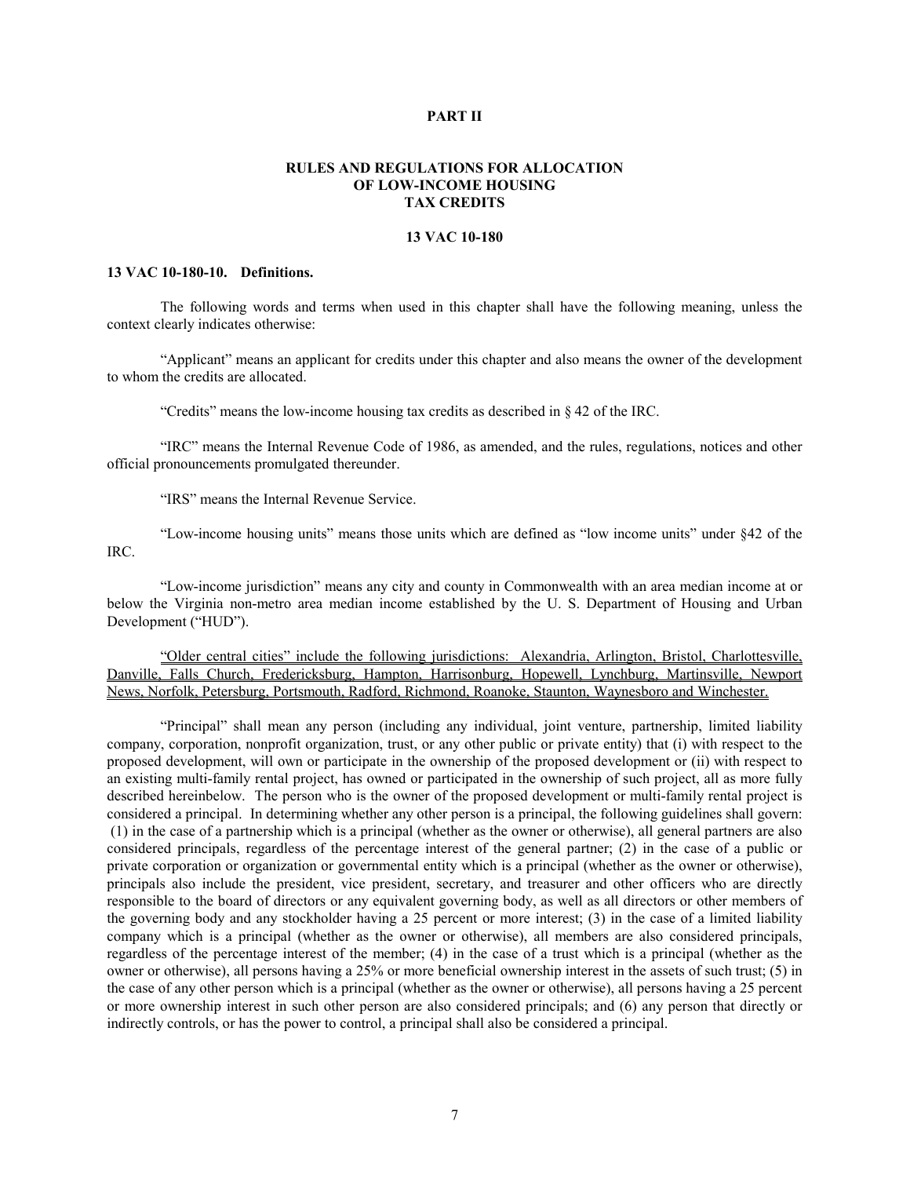**PART II**

**RULES AND REGULATIONS FOR ALLOCATION OF LOW-INCOME HOUSING TAX CREDITS**

**13 VAC 10-180**

**13 VAC 10-180-10. Definitions.**

The following words and terms when used in this chapter shall have the following meaning, unless the context clearly indicates otherwise:

"Applicant" means an applicant for credits under this chapter and also means the owner of the development to whom the credits are allocated.

"Credits" means the low-income housing tax credits as described in § 42 of the IRC.

"IRC" means the Internal Revenue Code of 1986, as amended, and the rules, regulations, notices and other official pronouncements promulgated thereunder.

"IRS" means the Internal Revenue Service.

"Low-income housing units" means those units which are defined as "low income units" under §42 of the IRC.

"Low-income jurisdiction" means any city and county in Commonwealth with an area median income at or below the Virginia non-metro area median income established by the U. S. Department of Housing and Urban Development ("HUD").

<u>"Older central cities" include the following jurisdictions: Alexandria, Arlington, Bristol, Charlottesville, Danville, Falls Church, Fredericksburg, Hampton, Harrisonburg, Hopewell, Lynchburg, Martinsville, Newport News, Norfolk, Petersburg, Portsmouth, Radford, Richmond, Roanoke, Staunton, Waynesboro and Winchester.</u>

"Principal" shall mean any person (including any individual, joint venture, partnership, limited liability company, corporation, nonprofit organization, trust, or any other public or private entity) that (i) with respect to the proposed development, will own or participate in the ownership of the proposed development or (ii) with respect to an existing multi-family rental project, has owned or participated in the ownership of such project, all as more fully described hereinbelow. The person who is the owner of the proposed development or multi-family rental project is considered a principal. In determining whether any other person is a principal, the following guidelines shall govern: (1) in the case of a partnership which is a principal (whether as the owner or otherwise), all general partners are also considered principals, regardless of the percentage interest of the general partner; (2) in the case of a public or private corporation or organization or governmental entity which is a principal (whether as the owner or otherwise), principals also include the president, vice president, secretary, and treasurer and other officers who are directly responsible to the board of directors or any equivalent governing body, as well as all directors or other members of the governing body and any stockholder having a 25 percent or more interest; (3) in the case of a limited liability company which is a principal (whether as the owner or otherwise), all members are also considered principals, regardless of the percentage interest of the member; (4) in the case of a trust which is a principal (whether as the owner or otherwise), all persons having a 25% or more beneficial ownership interest in the assets of such trust; (5) in the case of any other person which is a principal (whether as the owner or otherwise), all persons having a 25 percent or more ownership interest in such other person are also considered principals; and (6) any person that directly or indirectly controls, or has the power to control, a principal shall also be considered a principal.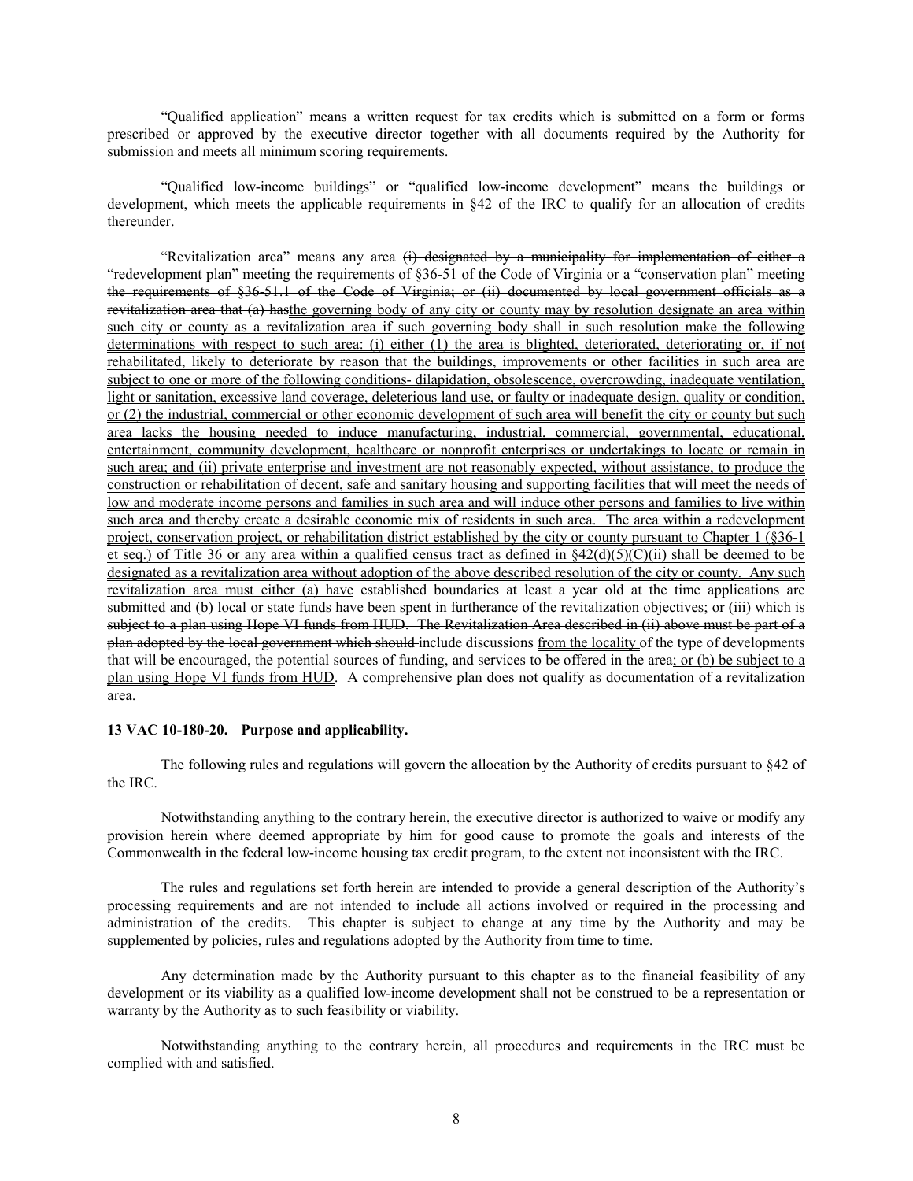"Qualified application" means a written request for tax credits which is submitted on a form or forms prescribed or approved by the executive director together with all documents required by the Authority for submission and meets all minimum scoring requirements.

"Qualified low-income buildings" or "qualified low-income development" means the buildings or development, which meets the applicable requirements in §42 of the IRC to qualify for an allocation of credits thereunder.

"Revitalization area" means any area ~~(i) designated by a municipality for implementation of either a "redevelopment plan" meeting the requirements of §36-51 of the Code of Virginia or a "conservation plan" meeting the requirements of §36-51.1 of the Code of Virginia; or (ii) documented by local government officials as a revitalization area that (a) has~~<u>the governing body of any city or county may by resolution designate an area within such city or county as a revitalization area if such governing body shall in such resolution make the following determinations with respect to such area: (i) either (1) the area is blighted, deteriorated, deteriorating or, if not rehabilitated, likely to deteriorate by reason that the buildings, improvements or other facilities in such area are subject to one or more of the following conditions- dilapidation, obsolescence, overcrowding, inadequate ventilation, light or sanitation, excessive land coverage, deleterious land use, or faulty or inadequate design, quality or condition, or (2) the industrial, commercial or other economic development of such area will benefit the city or county but such area lacks the housing needed to induce manufacturing, industrial, commercial, governmental, educational, entertainment, community development, healthcare or nonprofit enterprises or undertakings to locate or remain in such area; and (ii) private enterprise and investment are not reasonably expected, without assistance, to produce the construction or rehabilitation of decent, safe and sanitary housing and supporting facilities that will meet the needs of low and moderate income persons and families in such area and will induce other persons and families to live within such area and thereby create a desirable economic mix of residents in such area. The area within a redevelopment project, conservation project, or rehabilitation district established by the city or county pursuant to Chapter 1 (§36-1 et seq.) of Title 36 or any area within a qualified census tract as defined in §42(d)(5)(C)(ii) shall be deemed to be designated as a revitalization area without adoption of the above described resolution of the city or county. Any such revitalization area must either (a) have</u> established boundaries at least a year old at the time applications are submitted and ~~(b) local or state funds have been spent in furtherance of the revitalization objectives; or (iii) which is subject to a plan using Hope VI funds from HUD. The Revitalization Area described in (ii) above must be part of a plan adopted by the local government which should~~ include discussions <u>from the locality</u> of the type of developments that will be encouraged, the potential sources of funding, and services to be offered in the area<u>; or (b) be subject to a plan using Hope VI funds from HUD</u>. A comprehensive plan does not qualify as documentation of a revitalization area.

**13 VAC 10-180-20. Purpose and applicability.**

The following rules and regulations will govern the allocation by the Authority of credits pursuant to §42 of the IRC.

Notwithstanding anything to the contrary herein, the executive director is authorized to waive or modify any provision herein where deemed appropriate by him for good cause to promote the goals and interests of the Commonwealth in the federal low-income housing tax credit program, to the extent not inconsistent with the IRC.

The rules and regulations set forth herein are intended to provide a general description of the Authority's processing requirements and are not intended to include all actions involved or required in the processing and administration of the credits. This chapter is subject to change at any time by the Authority and may be supplemented by policies, rules and regulations adopted by the Authority from time to time.

Any determination made by the Authority pursuant to this chapter as to the financial feasibility of any development or its viability as a qualified low-income development shall not be construed to be a representation or warranty by the Authority as to such feasibility or viability.

Notwithstanding anything to the contrary herein, all procedures and requirements in the IRC must be complied with and satisfied.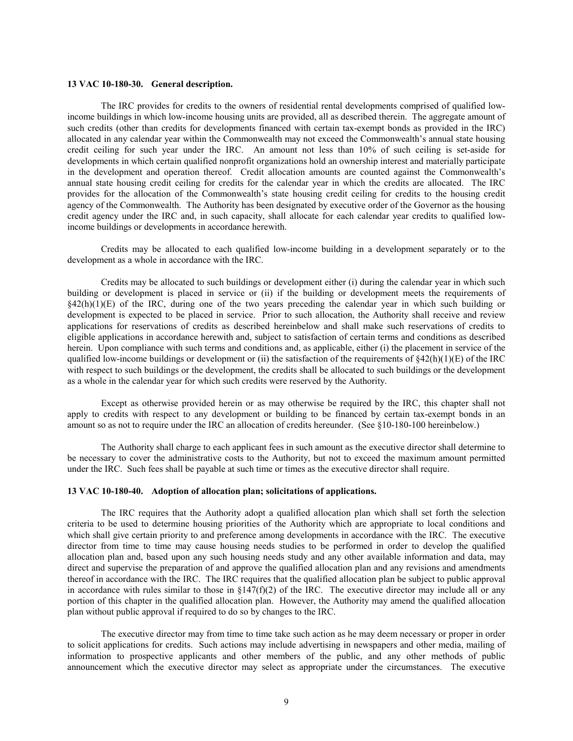**13 VAC 10-180-30. General description.**

The IRC provides for credits to the owners of residential rental developments comprised of qualified low-income buildings in which low-income housing units are provided, all as described therein. The aggregate amount of such credits (other than credits for developments financed with certain tax-exempt bonds as provided in the IRC) allocated in any calendar year within the Commonwealth may not exceed the Commonwealth's annual state housing credit ceiling for such year under the IRC. An amount not less than 10% of such ceiling is set-aside for developments in which certain qualified nonprofit organizations hold an ownership interest and materially participate in the development and operation thereof. Credit allocation amounts are counted against the Commonwealth's annual state housing credit ceiling for credits for the calendar year in which the credits are allocated. The IRC provides for the allocation of the Commonwealth's state housing credit ceiling for credits to the housing credit agency of the Commonwealth. The Authority has been designated by executive order of the Governor as the housing credit agency under the IRC and, in such capacity, shall allocate for each calendar year credits to qualified low-income buildings or developments in accordance herewith.

Credits may be allocated to each qualified low-income building in a development separately or to the development as a whole in accordance with the IRC.

Credits may be allocated to such buildings or development either (i) during the calendar year in which such building or development is placed in service or (ii) if the building or development meets the requirements of §42(h)(1)(E) of the IRC, during one of the two years preceding the calendar year in which such building or development is expected to be placed in service. Prior to such allocation, the Authority shall receive and review applications for reservations of credits as described hereinbelow and shall make such reservations of credits to eligible applications in accordance herewith and, subject to satisfaction of certain terms and conditions as described herein. Upon compliance with such terms and conditions and, as applicable, either (i) the placement in service of the qualified low-income buildings or development or (ii) the satisfaction of the requirements of §42(h)(1)(E) of the IRC with respect to such buildings or the development, the credits shall be allocated to such buildings or the development as a whole in the calendar year for which such credits were reserved by the Authority.

Except as otherwise provided herein or as may otherwise be required by the IRC, this chapter shall not apply to credits with respect to any development or building to be financed by certain tax-exempt bonds in an amount so as not to require under the IRC an allocation of credits hereunder. (See §10-180-100 hereinbelow.)

The Authority shall charge to each applicant fees in such amount as the executive director shall determine to be necessary to cover the administrative costs to the Authority, but not to exceed the maximum amount permitted under the IRC. Such fees shall be payable at such time or times as the executive director shall require.

**13 VAC 10-180-40. Adoption of allocation plan; solicitations of applications.**

The IRC requires that the Authority adopt a qualified allocation plan which shall set forth the selection criteria to be used to determine housing priorities of the Authority which are appropriate to local conditions and which shall give certain priority to and preference among developments in accordance with the IRC. The executive director from time to time may cause housing needs studies to be performed in order to develop the qualified allocation plan and, based upon any such housing needs study and any other available information and data, may direct and supervise the preparation of and approve the qualified allocation plan and any revisions and amendments thereof in accordance with the IRC. The IRC requires that the qualified allocation plan be subject to public approval in accordance with rules similar to those in §147(f)(2) of the IRC. The executive director may include all or any portion of this chapter in the qualified allocation plan. However, the Authority may amend the qualified allocation plan without public approval if required to do so by changes to the IRC.

The executive director may from time to time take such action as he may deem necessary or proper in order to solicit applications for credits. Such actions may include advertising in newspapers and other media, mailing of information to prospective applicants and other members of the public, and any other methods of public announcement which the executive director may select as appropriate under the circumstances. The executive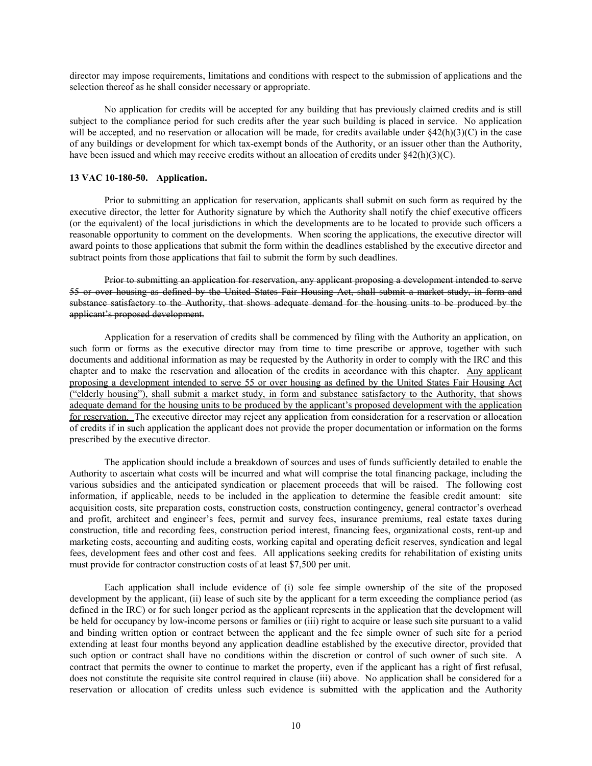director may impose requirements, limitations and conditions with respect to the submission of applications and the selection thereof as he shall consider necessary or appropriate.

No application for credits will be accepted for any building that has previously claimed credits and is still subject to the compliance period for such credits after the year such building is placed in service. No application will be accepted, and no reservation or allocation will be made, for credits available under §42(h)(3)(C) in the case of any buildings or development for which tax-exempt bonds of the Authority, or an issuer other than the Authority, have been issued and which may receive credits without an allocation of credits under §42(h)(3)(C).

**13 VAC 10-180-50. Application.**

Prior to submitting an application for reservation, applicants shall submit on such form as required by the executive director, the letter for Authority signature by which the Authority shall notify the chief executive officers (or the equivalent) of the local jurisdictions in which the developments are to be located to provide such officers a reasonable opportunity to comment on the developments. When scoring the applications, the executive director will award points to those applications that submit the form within the deadlines established by the executive director and subtract points from those applications that fail to submit the form by such deadlines.

~~Prior to submitting an application for reservation, any applicant proposing a development intended to serve 55 or over housing as defined by the United States Fair Housing Act, shall submit a market study, in form and substance satisfactory to the Authority, that shows adequate demand for the housing units to be produced by the applicant's proposed development.~~

Application for a reservation of credits shall be commenced by filing with the Authority an application, on such form or forms as the executive director may from time to time prescribe or approve, together with such documents and additional information as may be requested by the Authority in order to comply with the IRC and this chapter and to make the reservation and allocation of the credits in accordance with this chapter. <u>Any applicant proposing a development intended to serve 55 or over housing as defined by the United States Fair Housing Act ("elderly housing"), shall submit a market study, in form and substance satisfactory to the Authority, that shows adequate demand for the housing units to be produced by the applicant's proposed development with the application for reservation.</u> The executive director may reject any application from consideration for a reservation or allocation of credits if in such application the applicant does not provide the proper documentation or information on the forms prescribed by the executive director.

The application should include a breakdown of sources and uses of funds sufficiently detailed to enable the Authority to ascertain what costs will be incurred and what will comprise the total financing package, including the various subsidies and the anticipated syndication or placement proceeds that will be raised. The following cost information, if applicable, needs to be included in the application to determine the feasible credit amount: site acquisition costs, site preparation costs, construction costs, construction contingency, general contractor's overhead and profit, architect and engineer's fees, permit and survey fees, insurance premiums, real estate taxes during construction, title and recording fees, construction period interest, financing fees, organizational costs, rent-up and marketing costs, accounting and auditing costs, working capital and operating deficit reserves, syndication and legal fees, development fees and other cost and fees. All applications seeking credits for rehabilitation of existing units must provide for contractor construction costs of at least $7,500 per unit.

Each application shall include evidence of (i) sole fee simple ownership of the site of the proposed development by the applicant, (ii) lease of such site by the applicant for a term exceeding the compliance period (as defined in the IRC) or for such longer period as the applicant represents in the application that the development will be held for occupancy by low-income persons or families or (iii) right to acquire or lease such site pursuant to a valid and binding written option or contract between the applicant and the fee simple owner of such site for a period extending at least four months beyond any application deadline established by the executive director, provided that such option or contract shall have no conditions within the discretion or control of such owner of such site. A contract that permits the owner to continue to market the property, even if the applicant has a right of first refusal, does not constitute the requisite site control required in clause (iii) above. No application shall be considered for a reservation or allocation of credits unless such evidence is submitted with the application and the Authority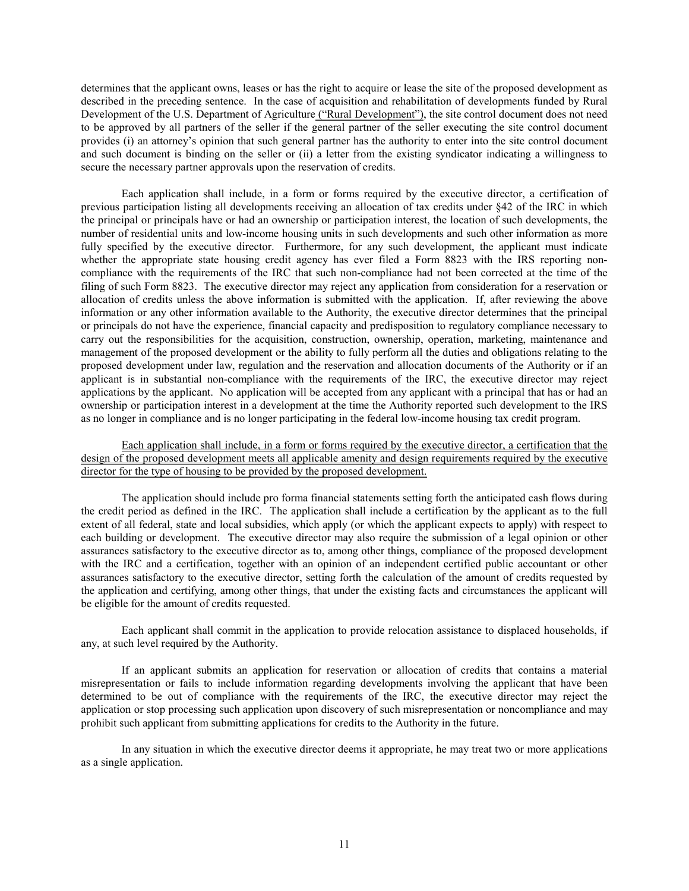determines that the applicant owns, leases or has the right to acquire or lease the site of the proposed development as described in the preceding sentence. In the case of acquisition and rehabilitation of developments funded by Rural Development of the U.S. Department of Agriculture ("Rural Development"), the site control document does not need to be approved by all partners of the seller if the general partner of the seller executing the site control document provides (i) an attorney's opinion that such general partner has the authority to enter into the site control document and such document is binding on the seller or (ii) a letter from the existing syndicator indicating a willingness to secure the necessary partner approvals upon the reservation of credits.

Each application shall include, in a form or forms required by the executive director, a certification of previous participation listing all developments receiving an allocation of tax credits under §42 of the IRC in which the principal or principals have or had an ownership or participation interest, the location of such developments, the number of residential units and low-income housing units in such developments and such other information as more fully specified by the executive director. Furthermore, for any such development, the applicant must indicate whether the appropriate state housing credit agency has ever filed a Form 8823 with the IRS reporting non-compliance with the requirements of the IRC that such non-compliance had not been corrected at the time of the filing of such Form 8823. The executive director may reject any application from consideration for a reservation or allocation of credits unless the above information is submitted with the application. If, after reviewing the above information or any other information available to the Authority, the executive director determines that the principal or principals do not have the experience, financial capacity and predisposition to regulatory compliance necessary to carry out the responsibilities for the acquisition, construction, ownership, operation, marketing, maintenance and management of the proposed development or the ability to fully perform all the duties and obligations relating to the proposed development under law, regulation and the reservation and allocation documents of the Authority or if an applicant is in substantial non-compliance with the requirements of the IRC, the executive director may reject applications by the applicant. No application will be accepted from any applicant with a principal that has or had an ownership or participation interest in a development at the time the Authority reported such development to the IRS as no longer in compliance and is no longer participating in the federal low-income housing tax credit program.

Each application shall include, in a form or forms required by the executive director, a certification that the design of the proposed development meets all applicable amenity and design requirements required by the executive director for the type of housing to be provided by the proposed development.

The application should include pro forma financial statements setting forth the anticipated cash flows during the credit period as defined in the IRC. The application shall include a certification by the applicant as to the full extent of all federal, state and local subsidies, which apply (or which the applicant expects to apply) with respect to each building or development. The executive director may also require the submission of a legal opinion or other assurances satisfactory to the executive director as to, among other things, compliance of the proposed development with the IRC and a certification, together with an opinion of an independent certified public accountant or other assurances satisfactory to the executive director, setting forth the calculation of the amount of credits requested by the application and certifying, among other things, that under the existing facts and circumstances the applicant will be eligible for the amount of credits requested.

Each applicant shall commit in the application to provide relocation assistance to displaced households, if any, at such level required by the Authority.

If an applicant submits an application for reservation or allocation of credits that contains a material misrepresentation or fails to include information regarding developments involving the applicant that have been determined to be out of compliance with the requirements of the IRC, the executive director may reject the application or stop processing such application upon discovery of such misrepresentation or noncompliance and may prohibit such applicant from submitting applications for credits to the Authority in the future.

In any situation in which the executive director deems it appropriate, he may treat two or more applications as a single application.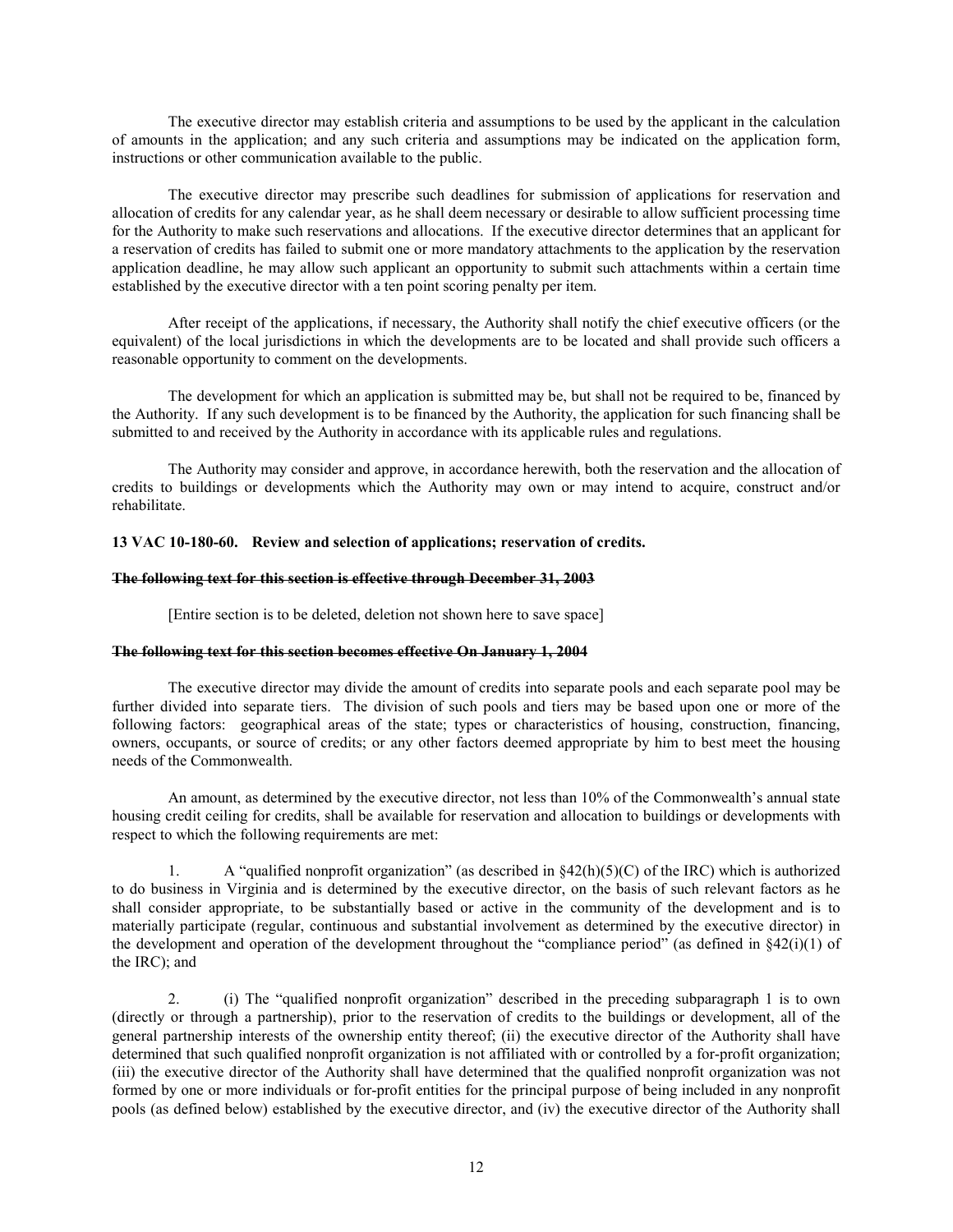The executive director may establish criteria and assumptions to be used by the applicant in the calculation of amounts in the application; and any such criteria and assumptions may be indicated on the application form, instructions or other communication available to the public.

The executive director may prescribe such deadlines for submission of applications for reservation and allocation of credits for any calendar year, as he shall deem necessary or desirable to allow sufficient processing time for the Authority to make such reservations and allocations. If the executive director determines that an applicant for a reservation of credits has failed to submit one or more mandatory attachments to the application by the reservation application deadline, he may allow such applicant an opportunity to submit such attachments within a certain time established by the executive director with a ten point scoring penalty per item.

After receipt of the applications, if necessary, the Authority shall notify the chief executive officers (or the equivalent) of the local jurisdictions in which the developments are to be located and shall provide such officers a reasonable opportunity to comment on the developments.

The development for which an application is submitted may be, but shall not be required to be, financed by the Authority. If any such development is to be financed by the Authority, the application for such financing shall be submitted to and received by the Authority in accordance with its applicable rules and regulations.

The Authority may consider and approve, in accordance herewith, both the reservation and the allocation of credits to buildings or developments which the Authority may own or may intend to acquire, construct and/or rehabilitate.

**13 VAC 10-180-60. Review and selection of applications; reservation of credits.**

~~**The following text for this section is effective through December 31, 2003**~~

[Entire section is to be deleted, deletion not shown here to save space]

~~**The following text for this section becomes effective On January 1, 2004**~~

The executive director may divide the amount of credits into separate pools and each separate pool may be further divided into separate tiers. The division of such pools and tiers may be based upon one or more of the following factors: geographical areas of the state; types or characteristics of housing, construction, financing, owners, occupants, or source of credits; or any other factors deemed appropriate by him to best meet the housing needs of the Commonwealth.

An amount, as determined by the executive director, not less than 10% of the Commonwealth's annual state housing credit ceiling for credits, shall be available for reservation and allocation to buildings or developments with respect to which the following requirements are met:

1. A "qualified nonprofit organization" (as described in §42(h)(5)(C) of the IRC) which is authorized to do business in Virginia and is determined by the executive director, on the basis of such relevant factors as he shall consider appropriate, to be substantially based or active in the community of the development and is to materially participate (regular, continuous and substantial involvement as determined by the executive director) in the development and operation of the development throughout the "compliance period" (as defined in §42(i)(1) of the IRC); and

2. (i) The "qualified nonprofit organization" described in the preceding subparagraph 1 is to own (directly or through a partnership), prior to the reservation of credits to the buildings or development, all of the general partnership interests of the ownership entity thereof; (ii) the executive director of the Authority shall have determined that such qualified nonprofit organization is not affiliated with or controlled by a for-profit organization; (iii) the executive director of the Authority shall have determined that the qualified nonprofit organization was not formed by one or more individuals or for-profit entities for the principal purpose of being included in any nonprofit pools (as defined below) established by the executive director, and (iv) the executive director of the Authority shall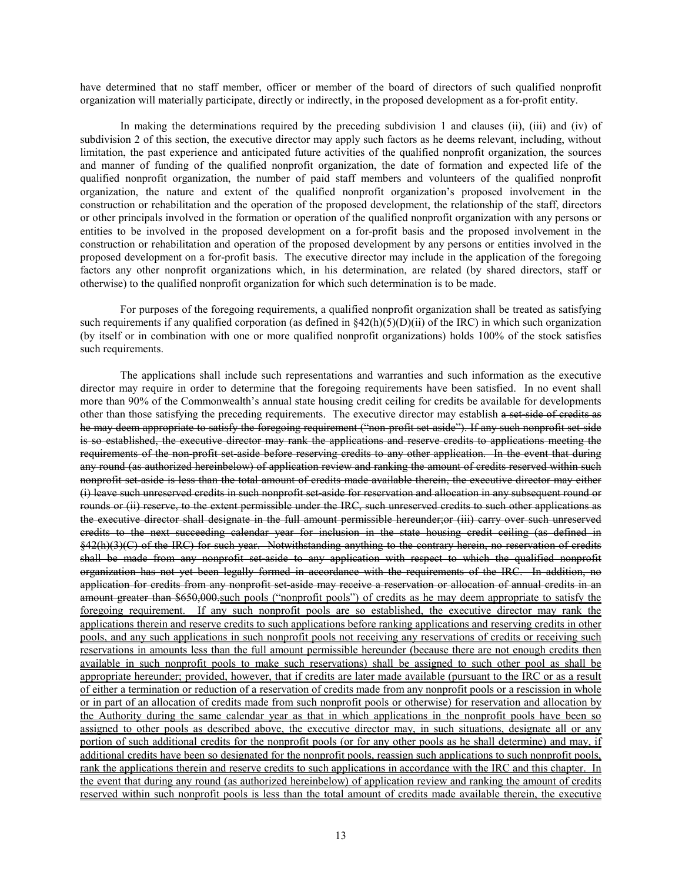have determined that no staff member, officer or member of the board of directors of such qualified nonprofit organization will materially participate, directly or indirectly, in the proposed development as a for-profit entity.

In making the determinations required by the preceding subdivision 1 and clauses (ii), (iii) and (iv) of subdivision 2 of this section, the executive director may apply such factors as he deems relevant, including, without limitation, the past experience and anticipated future activities of the qualified nonprofit organization, the sources and manner of funding of the qualified nonprofit organization, the date of formation and expected life of the qualified nonprofit organization, the number of paid staff members and volunteers of the qualified nonprofit organization, the nature and extent of the qualified nonprofit organization's proposed involvement in the construction or rehabilitation and the operation of the proposed development, the relationship of the staff, directors or other principals involved in the formation or operation of the qualified nonprofit organization with any persons or entities to be involved in the proposed development on a for-profit basis and the proposed involvement in the construction or rehabilitation and operation of the proposed development by any persons or entities involved in the proposed development on a for-profit basis. The executive director may include in the application of the foregoing factors any other nonprofit organizations which, in his determination, are related (by shared directors, staff or otherwise) to the qualified nonprofit organization for which such determination is to be made.

For purposes of the foregoing requirements, a qualified nonprofit organization shall be treated as satisfying such requirements if any qualified corporation (as defined in §42(h)(5)(D)(ii) of the IRC) in which such organization (by itself or in combination with one or more qualified nonprofit organizations) holds 100% of the stock satisfies such requirements.

The applications shall include such representations and warranties and such information as the executive director may require in order to determine that the foregoing requirements have been satisfied. In no event shall more than 90% of the Commonwealth's annual state housing credit ceiling for credits be available for developments other than those satisfying the preceding requirements. The executive director may establish ~~a set-side of credits as he may deem appropriate to satisfy the foregoing requirement ("non-profit set-aside"). If any such nonprofit set-side is so established, the executive director may rank the applications and reserve credits to applications meeting the requirements of the non-profit set-aside before reserving credits to any other application. In the event that during any round (as authorized hereinbelow) of application review and ranking the amount of credits reserved within such nonprofit set-aside is less than the total amount of credits made available therein, the executive director may either (i) leave such unreserved credits in such nonprofit set-aside for reservation and allocation in any subsequent round or rounds or (ii) reserve, to the extent permissible under the IRC, such unreserved credits to such other applications as the executive director shall designate in the full amount permissible hereunder;or (iii) carry over such unreserved credits to the next succeeding calendar year for inclusion in the state housing credit ceiling (as defined in §42(h)(3)(C) of the IRC) for such year. Notwithstanding anything to the contrary herein, no reservation of credits shall be made from any nonprofit set-aside to any application with respect to which the qualified nonprofit organization has not yet been legally formed in accordance with the requirements of the IRC. In addition, no application for credits from any nonprofit set-aside may receive a reservation or allocation of annual credits in an amount greater than $650,000.~~<u>such pools ("nonprofit pools") of credits as he may deem appropriate to satisfy the foregoing requirement. If any such nonprofit pools are so established, the executive director may rank the applications therein and reserve credits to such applications before ranking applications and reserving credits in other pools, and any such applications in such nonprofit pools not receiving any reservations of credits or receiving such reservations in amounts less than the full amount permissible hereunder (because there are not enough credits then available in such nonprofit pools to make such reservations) shall be assigned to such other pool as shall be appropriate hereunder; provided, however, that if credits are later made available (pursuant to the IRC or as a result of either a termination or reduction of a reservation of credits made from any nonprofit pools or a rescission in whole or in part of an allocation of credits made from such nonprofit pools or otherwise) for reservation and allocation by the Authority during the same calendar year as that in which applications in the nonprofit pools have been so assigned to other pools as described above, the executive director may, in such situations, designate all or any portion of such additional credits for the nonprofit pools (or for any other pools as he shall determine) and may, if additional credits have been so designated for the nonprofit pools, reassign such applications to such nonprofit pools, rank the applications therein and reserve credits to such applications in accordance with the IRC and this chapter. In the event that during any round (as authorized hereinbelow) of application review and ranking the amount of credits reserved within such nonprofit pools is less than the total amount of credits made available therein, the executive</u>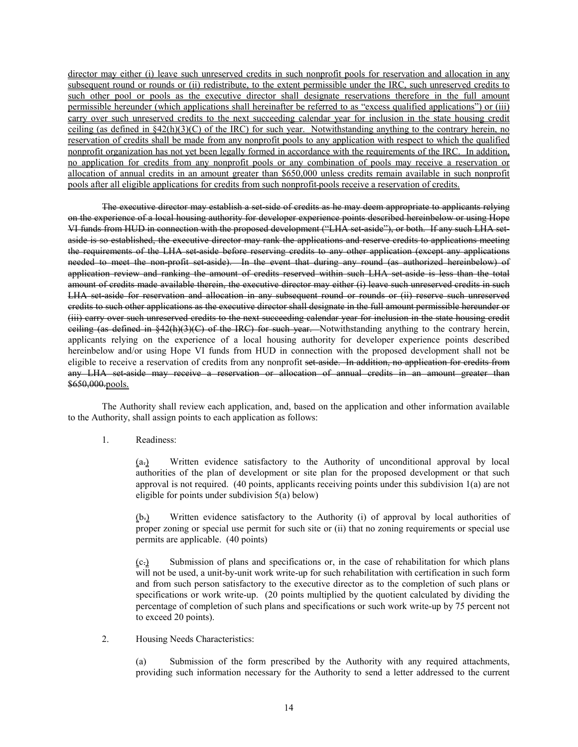director may either (i) leave such unreserved credits in such nonprofit pools for reservation and allocation in any subsequent round or rounds or (ii) redistribute, to the extent permissible under the IRC, such unreserved credits to such other pool or pools as the executive director shall designate reservations therefore in the full amount permissible hereunder (which applications shall hereinafter be referred to as "excess qualified applications") or (iii) carry over such unreserved credits to the next succeeding calendar year for inclusion in the state housing credit ceiling (as defined in §42(h)(3)(C) of the IRC) for such year. Notwithstanding anything to the contrary herein, no reservation of credits shall be made from any nonprofit pools to any application with respect to which the qualified nonprofit organization has not yet been legally formed in accordance with the requirements of the IRC. In addition, no application for credits from any nonprofit pools or any combination of pools may receive a reservation or allocation of annual credits in an amount greater than $650,000 unless credits remain available in such nonprofit pools after all eligible applications for credits from such nonprofit pools receive a reservation of credits.

~~The executive director may establish a set-side of credits as he may deem appropriate to applicants relying on the experience of a local housing authority for developer experience points described hereinbelow or using Hope VI funds from HUD in connection with the proposed development ("LHA set-aside"), or both. If any such LHA set-aside is so established, the executive director may rank the applications and reserve credits to applications meeting the requirements of the LHA set-aside before reserving credits to any other application (except any applications needed to meet the non-profit set-aside). In the event that during any round (as authorized hereinbelow) of application review and ranking the amount of credits reserved within such LHA set-aside is less than the total amount of credits made available therein, the executive director may either (i) leave such unreserved credits in such LHA set-aside for reservation and allocation in any subsequent round or rounds or (ii) reserve such unreserved credits to such other applications as the executive director shall designate in the full amount permissible hereunder or (iii) carry over such unreserved credits to the next succeeding calendar year for inclusion in the state housing credit ceiling (as defined in §42(h)(3)(C) of the IRC) for such year.~~ Notwithstanding anything to the contrary herein, applicants relying on the experience of a local housing authority for developer experience points described hereinbelow and/or using Hope VI funds from HUD in connection with the proposed development shall not be eligible to receive a reservation of credits from any nonprofit ~~set-aside. In addition, no application for credits from any LHA set-aside may receive a reservation or allocation of annual credits in an amount greater than $650,000.~~pools.

The Authority shall review each application, and, based on the application and other information available to the Authority, shall assign points to each application as follows:

1. Readiness:

   (a~~.~~) Written evidence satisfactory to the Authority of unconditional approval by local authorities of the plan of development or site plan for the proposed development or that such approval is not required. (40 points, applicants receiving points under this subdivision 1(a) are not eligible for points under subdivision 5(a) below)

   (b~~.~~) Written evidence satisfactory to the Authority (i) of approval by local authorities of proper zoning or special use permit for such site or (ii) that no zoning requirements or special use permits are applicable. (40 points)

   (c~~.~~) Submission of plans and specifications or, in the case of rehabilitation for which plans will not be used, a unit-by-unit work write-up for such rehabilitation with certification in such form and from such person satisfactory to the executive director as to the completion of such plans or specifications or work write-up. (20 points multiplied by the quotient calculated by dividing the percentage of completion of such plans and specifications or such work write-up by 75 percent not to exceed 20 points).

2. Housing Needs Characteristics:

   (a) Submission of the form prescribed by the Authority with any required attachments, providing such information necessary for the Authority to send a letter addressed to the current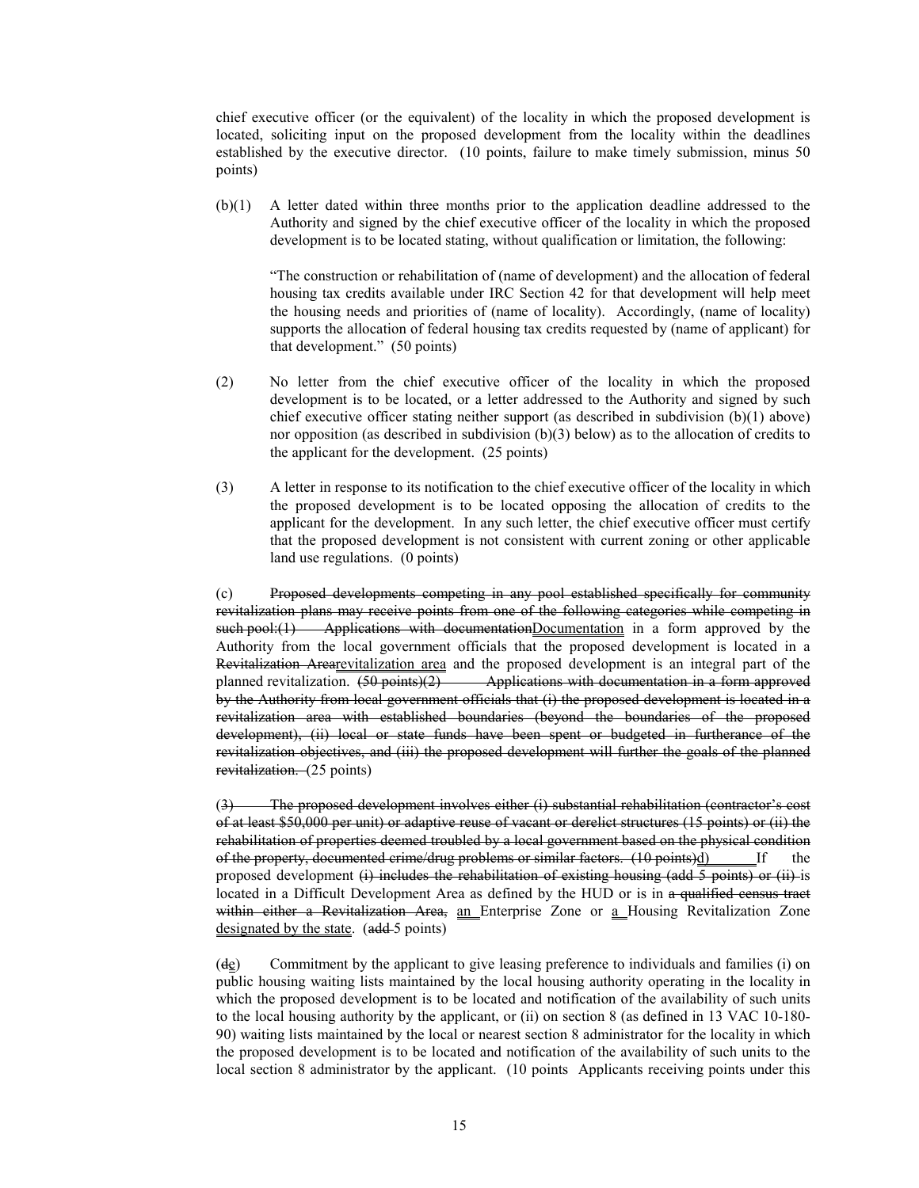chief executive officer (or the equivalent) of the locality in which the proposed development is located, soliciting input on the proposed development from the locality within the deadlines established by the executive director. (10 points, failure to make timely submission, minus 50 points)

(b)(1) A letter dated within three months prior to the application deadline addressed to the Authority and signed by the chief executive officer of the locality in which the proposed development is to be located stating, without qualification or limitation, the following:

> "The construction or rehabilitation of (name of development) and the allocation of federal housing tax credits available under IRC Section 42 for that development will help meet the housing needs and priorities of (name of locality). Accordingly, (name of locality) supports the allocation of federal housing tax credits requested by (name of applicant) for that development." (50 points)

(2) No letter from the chief executive officer of the locality in which the proposed development is to be located, or a letter addressed to the Authority and signed by such chief executive officer stating neither support (as described in subdivision (b)(1) above) nor opposition (as described in subdivision (b)(3) below) as to the allocation of credits to the applicant for the development. (25 points)

(3) A letter in response to its notification to the chief executive officer of the locality in which the proposed development is to be located opposing the allocation of credits to the applicant for the development. In any such letter, the chief executive officer must certify that the proposed development is not consistent with current zoning or other applicable land use regulations. (0 points)

(c) ~~Proposed developments competing in any pool established specifically for community revitalization plans may receive points from one of the following categories while competing in such pool:(1) Applications with documentation~~Documentation in a form approved by the Authority from the local government officials that the proposed development is located in a ~~Revitalization Area~~revitalization area and the proposed development is an integral part of the planned revitalization. ~~(50 points)(2) Applications with documentation in a form approved by the Authority from local government officials that (i) the proposed development is located in a revitalization area with established boundaries (beyond the boundaries of the proposed development), (ii) local or state funds have been spent or budgeted in furtherance of the revitalization objectives, and (iii) the proposed development will further the goals of the planned revitalization.~~ (25 points)

~~(3) The proposed development involves either (i) substantial rehabilitation (contractor's cost of at least $50,000 per unit) or adaptive reuse of vacant or derelict structures (15 points) or (ii) the rehabilitation of properties deemed troubled by a local government based on the physical condition of the property, documented crime/drug problems or similar factors. (10 points)~~d) If the proposed development ~~(i) includes the rehabilitation of existing housing (add 5 points) or (ii)~~ is located in a Difficult Development Area as defined by the HUD or is in ~~a qualified census tract within either a Revitalization Area,~~ an Enterprise Zone or a Housing Revitalization Zone designated by the state. (~~add~~ 5 points)

(~~d~~e) Commitment by the applicant to give leasing preference to individuals and families (i) on public housing waiting lists maintained by the local housing authority operating in the locality in which the proposed development is to be located and notification of the availability of such units to the local housing authority by the applicant, or (ii) on section 8 (as defined in 13 VAC 10-180-90) waiting lists maintained by the local or nearest section 8 administrator for the locality in which the proposed development is to be located and notification of the availability of such units to the local section 8 administrator by the applicant. (10 points Applicants receiving points under this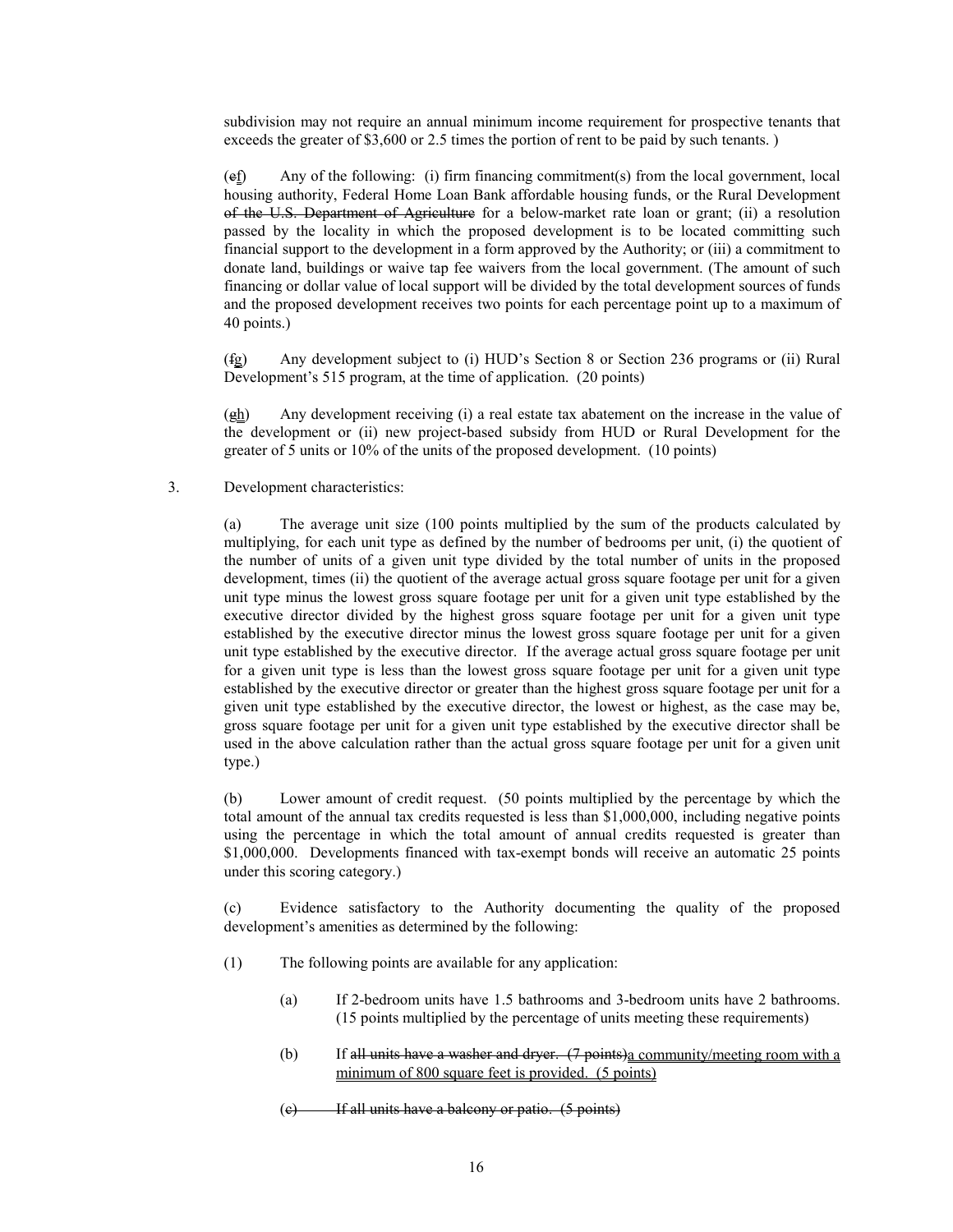subdivision may not require an annual minimum income requirement for prospective tenants that exceeds the greater of $3,600 or 2.5 times the portion of rent to be paid by such tenants. )

(~~e~~f) Any of the following: (i) firm financing commitment(s) from the local government, local housing authority, Federal Home Loan Bank affordable housing funds, or the Rural Development ~~of the U.S. Department of Agriculture~~ for a below-market rate loan or grant; (ii) a resolution passed by the locality in which the proposed development is to be located committing such financial support to the development in a form approved by the Authority; or (iii) a commitment to donate land, buildings or waive tap fee waivers from the local government. (The amount of such financing or dollar value of local support will be divided by the total development sources of funds and the proposed development receives two points for each percentage point up to a maximum of 40 points.)

(~~f~~g) Any development subject to (i) HUD's Section 8 or Section 236 programs or (ii) Rural Development's 515 program, at the time of application. (20 points)

(~~g~~h) Any development receiving (i) a real estate tax abatement on the increase in the value of the development or (ii) new project-based subsidy from HUD or Rural Development for the greater of 5 units or 10% of the units of the proposed development. (10 points)

3. Development characteristics:

(a) The average unit size (100 points multiplied by the sum of the products calculated by multiplying, for each unit type as defined by the number of bedrooms per unit, (i) the quotient of the number of units of a given unit type divided by the total number of units in the proposed development, times (ii) the quotient of the average actual gross square footage per unit for a given unit type minus the lowest gross square footage per unit for a given unit type established by the executive director divided by the highest gross square footage per unit for a given unit type established by the executive director minus the lowest gross square footage per unit for a given unit type established by the executive director. If the average actual gross square footage per unit for a given unit type is less than the lowest gross square footage per unit for a given unit type established by the executive director or greater than the highest gross square footage per unit for a given unit type established by the executive director, the lowest or highest, as the case may be, gross square footage per unit for a given unit type established by the executive director shall be used in the above calculation rather than the actual gross square footage per unit for a given unit type.)

(b) Lower amount of credit request. (50 points multiplied by the percentage by which the total amount of the annual tax credits requested is less than $1,000,000, including negative points using the percentage in which the total amount of annual credits requested is greater than $1,000,000. Developments financed with tax-exempt bonds will receive an automatic 25 points under this scoring category.)

(c) Evidence satisfactory to the Authority documenting the quality of the proposed development's amenities as determined by the following:

(1) The following points are available for any application:

(a) If 2-bedroom units have 1.5 bathrooms and 3-bedroom units have 2 bathrooms. (15 points multiplied by the percentage of units meeting these requirements)

(b) If ~~all units have a washer and dryer. (7 points)~~a community/meeting room with a minimum of 800 square feet is provided. (5 points)

~~(c) If all units have a balcony or patio. (5 points)~~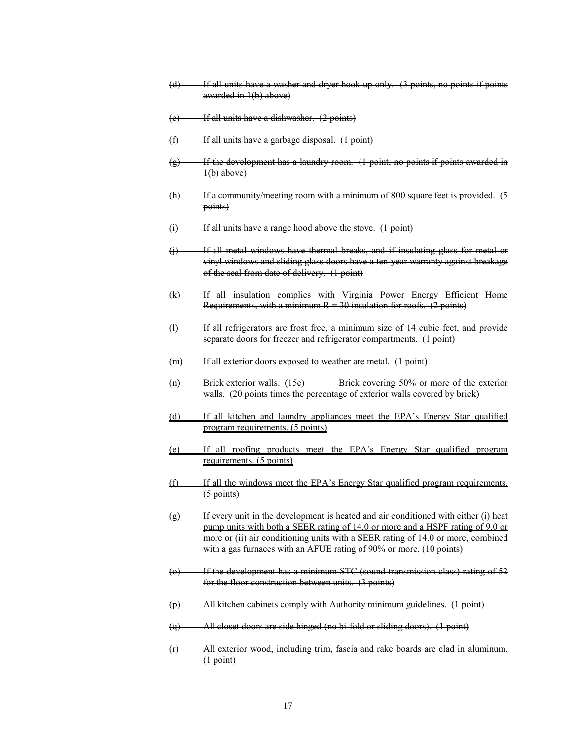(d) ~~If all units have a washer and dryer hook-up only. (3 points, no points if points awarded in 1(b) above)~~

(e) ~~If all units have a dishwasher. (2 points)~~

(f) ~~If all units have a garbage disposal. (1 point)~~

(g) ~~If the development has a laundry room. (1 point, no points if points awarded in 1(b) above)~~

(h) ~~If a community/meeting room with a minimum of 800 square feet is provided. (5 points)~~

(i) ~~If all units have a range hood above the stove. (1 point)~~

(j) ~~If all metal windows have thermal breaks, and if insulating glass for metal or vinyl windows and sliding glass doors have a ten-year warranty against breakage of the seal from date of delivery. (1 point)~~

(k) ~~If all insulation complies with Virginia Power Energy Efficient Home Requirements, with a minimum R = 30 insulation for roofs. (2 points)~~

(l) ~~If all refrigerators are frost free, a minimum size of 14 cubic feet, and provide separate doors for freezer and refrigerator compartments. (1 point)~~

(m) ~~If all exterior doors exposed to weather are metal. (1 point)~~

~~(n) Brick exterior walls. (15~~c) Brick covering 50% or more of the exterior walls. (20 points times the percentage of exterior walls covered by brick)

(d) If all kitchen and laundry appliances meet the EPA's Energy Star qualified program requirements. (5 points)

(e) If all roofing products meet the EPA's Energy Star qualified program requirements. (5 points)

(f) If all the windows meet the EPA's Energy Star qualified program requirements. (5 points)

(g) If every unit in the development is heated and air conditioned with either (i) heat pump units with both a SEER rating of 14.0 or more and a HSPF rating of 9.0 or more or (ii) air conditioning units with a SEER rating of 14.0 or more, combined with a gas furnaces with an AFUE rating of 90% or more. (10 points)

(o) ~~If the development has a minimum STC (sound transmission class) rating of 52 for the floor construction between units. (3 points)~~

(p) ~~All kitchen cabinets comply with Authority minimum guidelines. (1 point)~~

(q) ~~All closet doors are side hinged (no bi-fold or sliding doors). (1 point)~~

(r) ~~All exterior wood, including trim, fascia and rake boards are clad in aluminum. (1 point)~~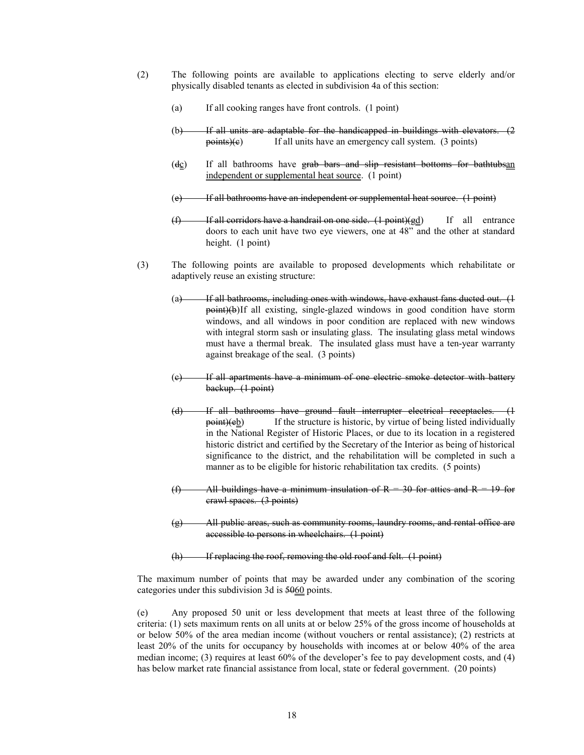(2) The following points are available to applications electing to serve elderly and/or physically disabled tenants as elected in subdivision 4a of this section:

(a) If all cooking ranges have front controls. (1 point)

~~(b) If all units are adaptable for the handicapped in buildings with elevators. (2 points)~~(~~c~~b) If all units have an emergency call system. (3 points)

(~~d~~c) If all bathrooms have ~~grab bars and slip resistant bottoms for bathtubs~~an independent or supplemental heat source. (1 point)

~~(e) If all bathrooms have an independent or supplemental heat source. (1 point)~~

~~(f) If all corridors have a handrail on one side. (1 point)~~(~~g~~d) If all entrance doors to each unit have two eye viewers, one at 48" and the other at standard height. (1 point)

(3) The following points are available to proposed developments which rehabilitate or adaptively reuse an existing structure:

~~(a) If all bathrooms, including ones with windows, have exhaust fans ducted out. (1 point)(b)~~If all existing, single-glazed windows in good condition have storm windows, and all windows in poor condition are replaced with new windows with integral storm sash or insulating glass. The insulating glass metal windows must have a thermal break. The insulated glass must have a ten-year warranty against breakage of the seal. (3 points)

~~(c) If all apartments have a minimum of one electric smoke detector with battery backup. (1 point)~~

~~(d) If all bathrooms have ground fault interrupter electrical receptacles. (1 point)~~(~~e~~b) If the structure is historic, by virtue of being listed individually in the National Register of Historic Places, or due to its location in a registered historic district and certified by the Secretary of the Interior as being of historical significance to the district, and the rehabilitation will be completed in such a manner as to be eligible for historic rehabilitation tax credits. (5 points)

~~(f) All buildings have a minimum insulation of R = 30 for attics and R = 19 for crawl spaces. (3 points)~~

~~(g) All public areas, such as community rooms, laundry rooms, and rental office are accessible to persons in wheelchairs. (1 point)~~

~~(h) If replacing the roof, removing the old roof and felt. (1 point)~~

The maximum number of points that may be awarded under any combination of the scoring categories under this subdivision 3d is ~~50~~60 points.

(e) Any proposed 50 unit or less development that meets at least three of the following criteria: (1) sets maximum rents on all units at or below 25% of the gross income of households at or below 50% of the area median income (without vouchers or rental assistance); (2) restricts at least 20% of the units for occupancy by households with incomes at or below 40% of the area median income; (3) requires at least 60% of the developer's fee to pay development costs, and (4) has below market rate financial assistance from local, state or federal government. (20 points)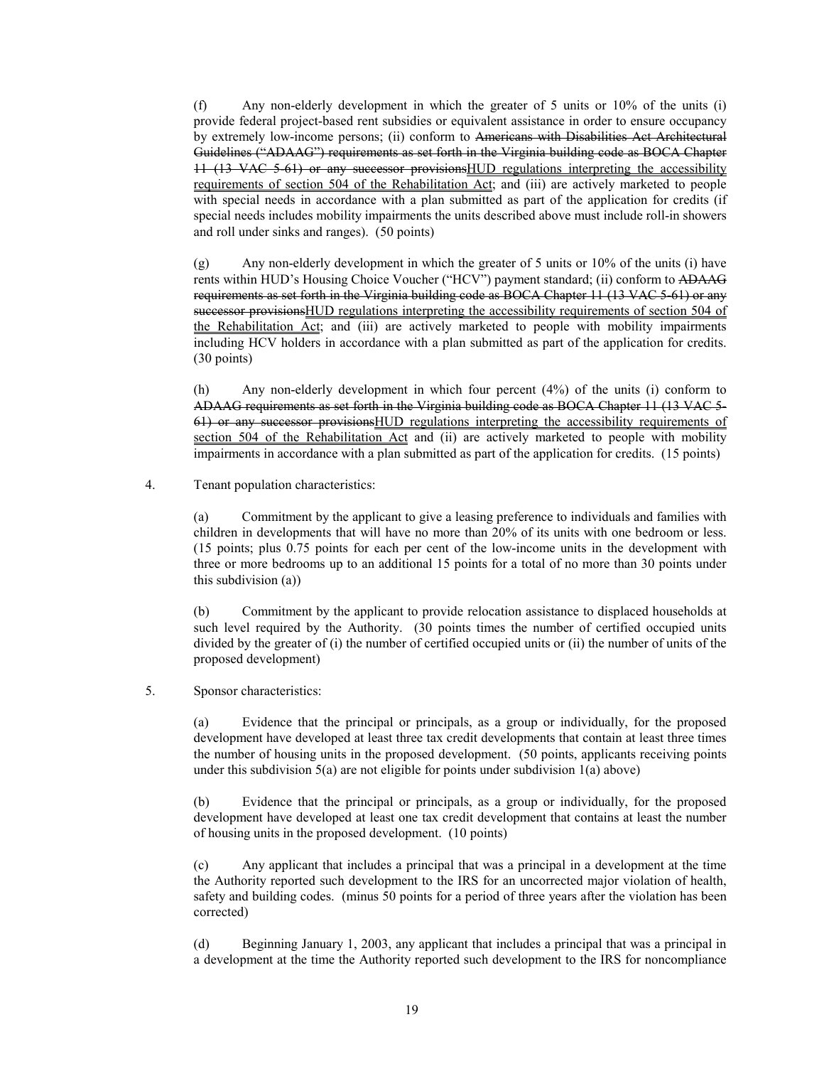(f) Any non-elderly development in which the greater of 5 units or 10% of the units (i) provide federal project-based rent subsidies or equivalent assistance in order to ensure occupancy by extremely low-income persons; (ii) conform to ~~Americans with Disabilities Act Architectural Guidelines ("ADAAG") requirements as set forth in the Virginia building code as BOCA Chapter 11 (13 VAC 5-61) or any successor provisions~~<u>HUD regulations interpreting the accessibility requirements of section 504 of the Rehabilitation Act</u>; and (iii) are actively marketed to people with special needs in accordance with a plan submitted as part of the application for credits (if special needs includes mobility impairments the units described above must include roll-in showers and roll under sinks and ranges). (50 points)

(g) Any non-elderly development in which the greater of 5 units or 10% of the units (i) have rents within HUD's Housing Choice Voucher ("HCV") payment standard; (ii) conform to ~~ADAAG requirements as set forth in the Virginia building code as BOCA Chapter 11 (13 VAC 5-61) or any successor provisions~~<u>HUD regulations interpreting the accessibility requirements of section 504 of the Rehabilitation Act</u>; and (iii) are actively marketed to people with mobility impairments including HCV holders in accordance with a plan submitted as part of the application for credits. (30 points)

(h) Any non-elderly development in which four percent (4%) of the units (i) conform to ~~ADAAG requirements as set forth in the Virginia building code as BOCA Chapter 11 (13 VAC 5-61) or any successor provisions~~<u>HUD regulations interpreting the accessibility requirements of section 504 of the Rehabilitation Act</u> and (ii) are actively marketed to people with mobility impairments in accordance with a plan submitted as part of the application for credits. (15 points)

4. Tenant population characteristics:

(a) Commitment by the applicant to give a leasing preference to individuals and families with children in developments that will have no more than 20% of its units with one bedroom or less. (15 points; plus 0.75 points for each per cent of the low-income units in the development with three or more bedrooms up to an additional 15 points for a total of no more than 30 points under this subdivision (a))

(b) Commitment by the applicant to provide relocation assistance to displaced households at such level required by the Authority. (30 points times the number of certified occupied units divided by the greater of (i) the number of certified occupied units or (ii) the number of units of the proposed development)

5. Sponsor characteristics:

(a) Evidence that the principal or principals, as a group or individually, for the proposed development have developed at least three tax credit developments that contain at least three times the number of housing units in the proposed development. (50 points, applicants receiving points under this subdivision 5(a) are not eligible for points under subdivision 1(a) above)

(b) Evidence that the principal or principals, as a group or individually, for the proposed development have developed at least one tax credit development that contains at least the number of housing units in the proposed development. (10 points)

(c) Any applicant that includes a principal that was a principal in a development at the time the Authority reported such development to the IRS for an uncorrected major violation of health, safety and building codes. (minus 50 points for a period of three years after the violation has been corrected)

(d) Beginning January 1, 2003, any applicant that includes a principal that was a principal in a development at the time the Authority reported such development to the IRS for noncompliance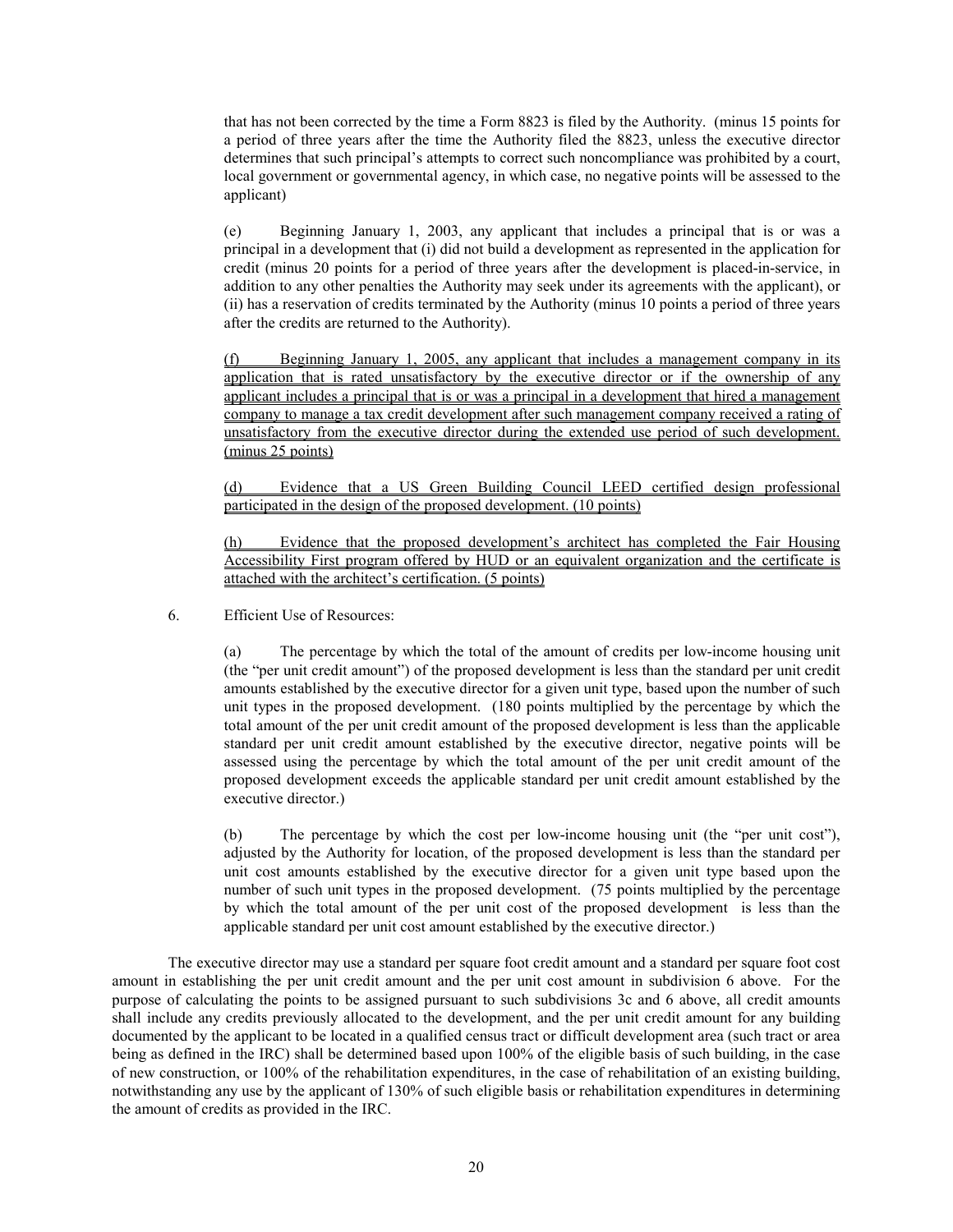that has not been corrected by the time a Form 8823 is filed by the Authority. (minus 15 points for a period of three years after the time the Authority filed the 8823, unless the executive director determines that such principal's attempts to correct such noncompliance was prohibited by a court, local government or governmental agency, in which case, no negative points will be assessed to the applicant)

(e) Beginning January 1, 2003, any applicant that includes a principal that is or was a principal in a development that (i) did not build a development as represented in the application for credit (minus 20 points for a period of three years after the development is placed-in-service, in addition to any other penalties the Authority may seek under its agreements with the applicant), or (ii) has a reservation of credits terminated by the Authority (minus 10 points a period of three years after the credits are returned to the Authority).

(f) Beginning January 1, 2005, any applicant that includes a management company in its application that is rated unsatisfactory by the executive director or if the ownership of any applicant includes a principal that is or was a principal in a development that hired a management company to manage a tax credit development after such management company received a rating of unsatisfactory from the executive director during the extended use period of such development. (minus 25 points)

(d) Evidence that a US Green Building Council LEED certified design professional participated in the design of the proposed development. (10 points)

(h) Evidence that the proposed development's architect has completed the Fair Housing Accessibility First program offered by HUD or an equivalent organization and the certificate is attached with the architect's certification. (5 points)

6. Efficient Use of Resources:

(a) The percentage by which the total of the amount of credits per low-income housing unit (the "per unit credit amount") of the proposed development is less than the standard per unit credit amounts established by the executive director for a given unit type, based upon the number of such unit types in the proposed development. (180 points multiplied by the percentage by which the total amount of the per unit credit amount of the proposed development is less than the applicable standard per unit credit amount established by the executive director, negative points will be assessed using the percentage by which the total amount of the per unit credit amount of the proposed development exceeds the applicable standard per unit credit amount established by the executive director.)

(b) The percentage by which the cost per low-income housing unit (the "per unit cost"), adjusted by the Authority for location, of the proposed development is less than the standard per unit cost amounts established by the executive director for a given unit type based upon the number of such unit types in the proposed development. (75 points multiplied by the percentage by which the total amount of the per unit cost of the proposed development is less than the applicable standard per unit cost amount established by the executive director.)

The executive director may use a standard per square foot credit amount and a standard per square foot cost amount in establishing the per unit credit amount and the per unit cost amount in subdivision 6 above. For the purpose of calculating the points to be assigned pursuant to such subdivisions 3c and 6 above, all credit amounts shall include any credits previously allocated to the development, and the per unit credit amount for any building documented by the applicant to be located in a qualified census tract or difficult development area (such tract or area being as defined in the IRC) shall be determined based upon 100% of the eligible basis of such building, in the case of new construction, or 100% of the rehabilitation expenditures, in the case of rehabilitation of an existing building, notwithstanding any use by the applicant of 130% of such eligible basis or rehabilitation expenditures in determining the amount of credits as provided in the IRC.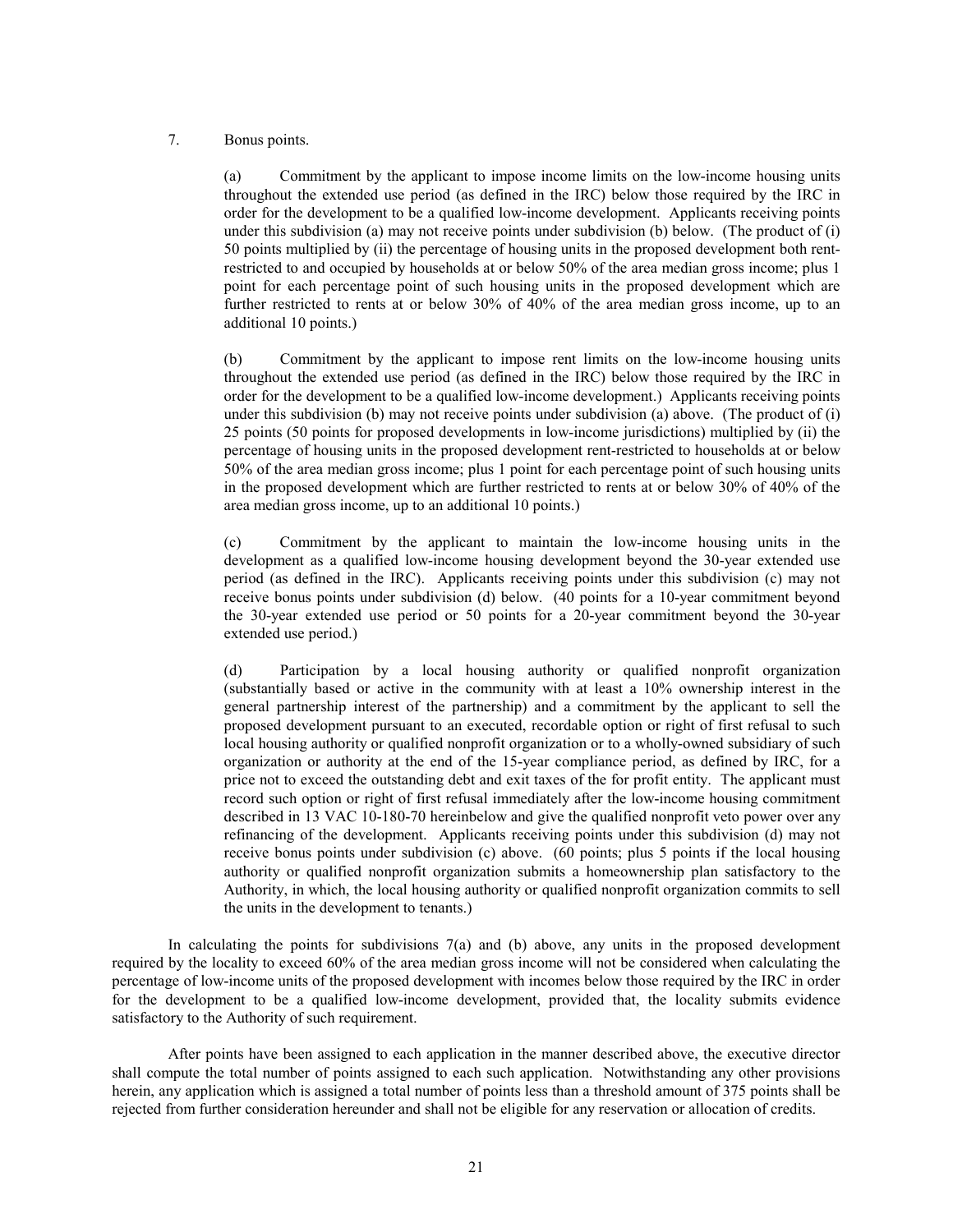7. Bonus points.

(a) Commitment by the applicant to impose income limits on the low-income housing units throughout the extended use period (as defined in the IRC) below those required by the IRC in order for the development to be a qualified low-income development. Applicants receiving points under this subdivision (a) may not receive points under subdivision (b) below. (The product of (i) 50 points multiplied by (ii) the percentage of housing units in the proposed development both rent-restricted to and occupied by households at or below 50% of the area median gross income; plus 1 point for each percentage point of such housing units in the proposed development which are further restricted to rents at or below 30% of 40% of the area median gross income, up to an additional 10 points.)

(b) Commitment by the applicant to impose rent limits on the low-income housing units throughout the extended use period (as defined in the IRC) below those required by the IRC in order for the development to be a qualified low-income development.) Applicants receiving points under this subdivision (b) may not receive points under subdivision (a) above. (The product of (i) 25 points (50 points for proposed developments in low-income jurisdictions) multiplied by (ii) the percentage of housing units in the proposed development rent-restricted to households at or below 50% of the area median gross income; plus 1 point for each percentage point of such housing units in the proposed development which are further restricted to rents at or below 30% of 40% of the area median gross income, up to an additional 10 points.)

(c) Commitment by the applicant to maintain the low-income housing units in the development as a qualified low-income housing development beyond the 30-year extended use period (as defined in the IRC). Applicants receiving points under this subdivision (c) may not receive bonus points under subdivision (d) below. (40 points for a 10-year commitment beyond the 30-year extended use period or 50 points for a 20-year commitment beyond the 30-year extended use period.)

(d) Participation by a local housing authority or qualified nonprofit organization (substantially based or active in the community with at least a 10% ownership interest in the general partnership interest of the partnership) and a commitment by the applicant to sell the proposed development pursuant to an executed, recordable option or right of first refusal to such local housing authority or qualified nonprofit organization or to a wholly-owned subsidiary of such organization or authority at the end of the 15-year compliance period, as defined by IRC, for a price not to exceed the outstanding debt and exit taxes of the for profit entity. The applicant must record such option or right of first refusal immediately after the low-income housing commitment described in 13 VAC 10-180-70 hereinbelow and give the qualified nonprofit veto power over any refinancing of the development. Applicants receiving points under this subdivision (d) may not receive bonus points under subdivision (c) above. (60 points; plus 5 points if the local housing authority or qualified nonprofit organization submits a homeownership plan satisfactory to the Authority, in which, the local housing authority or qualified nonprofit organization commits to sell the units in the development to tenants.)

In calculating the points for subdivisions 7(a) and (b) above, any units in the proposed development required by the locality to exceed 60% of the area median gross income will not be considered when calculating the percentage of low-income units of the proposed development with incomes below those required by the IRC in order for the development to be a qualified low-income development, provided that, the locality submits evidence satisfactory to the Authority of such requirement.

After points have been assigned to each application in the manner described above, the executive director shall compute the total number of points assigned to each such application. Notwithstanding any other provisions herein, any application which is assigned a total number of points less than a threshold amount of 375 points shall be rejected from further consideration hereunder and shall not be eligible for any reservation or allocation of credits.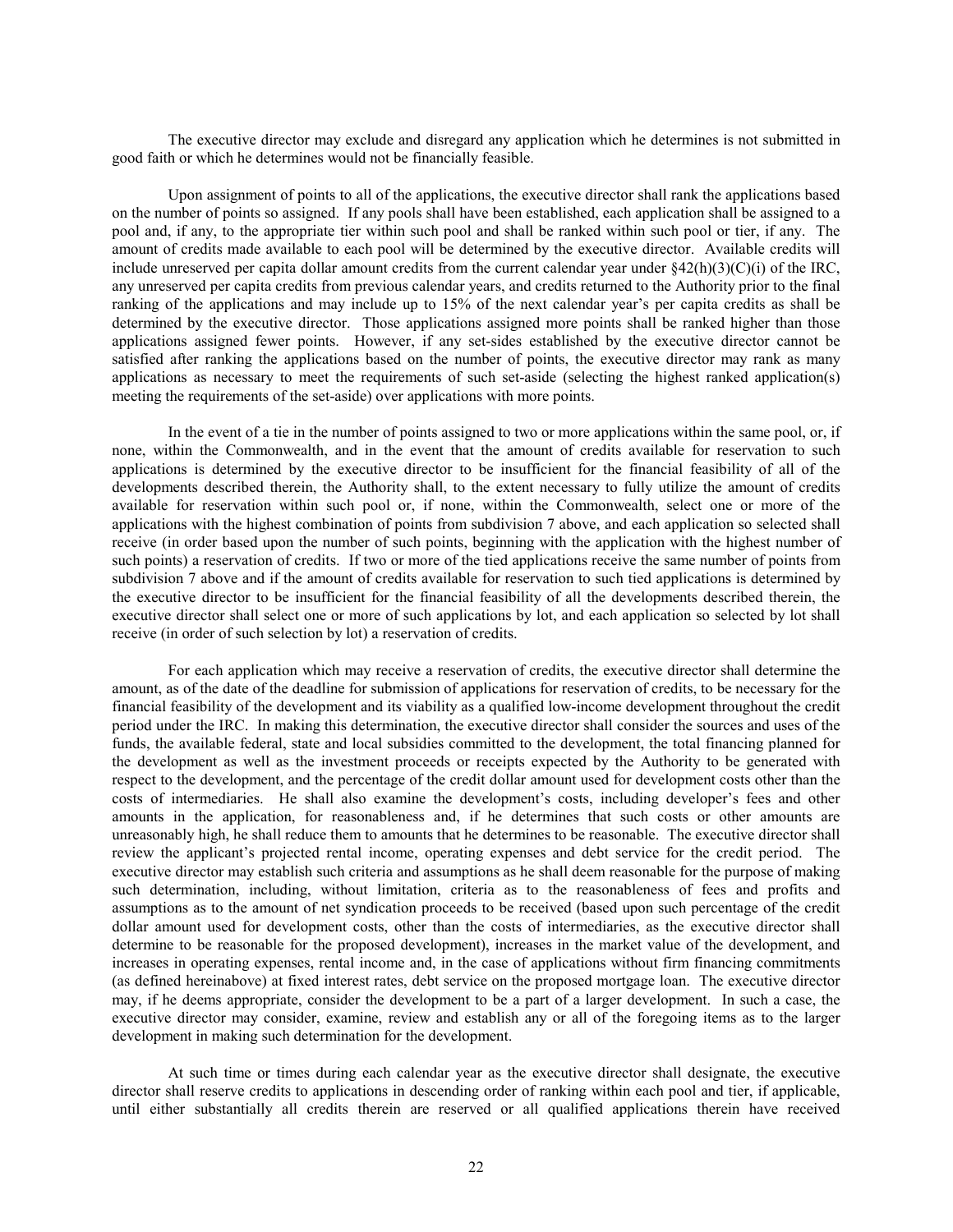The executive director may exclude and disregard any application which he determines is not submitted in good faith or which he determines would not be financially feasible.

Upon assignment of points to all of the applications, the executive director shall rank the applications based on the number of points so assigned. If any pools shall have been established, each application shall be assigned to a pool and, if any, to the appropriate tier within such pool and shall be ranked within such pool or tier, if any. The amount of credits made available to each pool will be determined by the executive director. Available credits will include unreserved per capita dollar amount credits from the current calendar year under §42(h)(3)(C)(i) of the IRC, any unreserved per capita credits from previous calendar years, and credits returned to the Authority prior to the final ranking of the applications and may include up to 15% of the next calendar year's per capita credits as shall be determined by the executive director. Those applications assigned more points shall be ranked higher than those applications assigned fewer points. However, if any set-sides established by the executive director cannot be satisfied after ranking the applications based on the number of points, the executive director may rank as many applications as necessary to meet the requirements of such set-aside (selecting the highest ranked application(s) meeting the requirements of the set-aside) over applications with more points.

In the event of a tie in the number of points assigned to two or more applications within the same pool, or, if none, within the Commonwealth, and in the event that the amount of credits available for reservation to such applications is determined by the executive director to be insufficient for the financial feasibility of all of the developments described therein, the Authority shall, to the extent necessary to fully utilize the amount of credits available for reservation within such pool or, if none, within the Commonwealth, select one or more of the applications with the highest combination of points from subdivision 7 above, and each application so selected shall receive (in order based upon the number of such points, beginning with the application with the highest number of such points) a reservation of credits. If two or more of the tied applications receive the same number of points from subdivision 7 above and if the amount of credits available for reservation to such tied applications is determined by the executive director to be insufficient for the financial feasibility of all the developments described therein, the executive director shall select one or more of such applications by lot, and each application so selected by lot shall receive (in order of such selection by lot) a reservation of credits.

For each application which may receive a reservation of credits, the executive director shall determine the amount, as of the date of the deadline for submission of applications for reservation of credits, to be necessary for the financial feasibility of the development and its viability as a qualified low-income development throughout the credit period under the IRC. In making this determination, the executive director shall consider the sources and uses of the funds, the available federal, state and local subsidies committed to the development, the total financing planned for the development as well as the investment proceeds or receipts expected by the Authority to be generated with respect to the development, and the percentage of the credit dollar amount used for development costs other than the costs of intermediaries. He shall also examine the development's costs, including developer's fees and other amounts in the application, for reasonableness and, if he determines that such costs or other amounts are unreasonably high, he shall reduce them to amounts that he determines to be reasonable. The executive director shall review the applicant's projected rental income, operating expenses and debt service for the credit period. The executive director may establish such criteria and assumptions as he shall deem reasonable for the purpose of making such determination, including, without limitation, criteria as to the reasonableness of fees and profits and assumptions as to the amount of net syndication proceeds to be received (based upon such percentage of the credit dollar amount used for development costs, other than the costs of intermediaries, as the executive director shall determine to be reasonable for the proposed development), increases in the market value of the development, and increases in operating expenses, rental income and, in the case of applications without firm financing commitments (as defined hereinabove) at fixed interest rates, debt service on the proposed mortgage loan. The executive director may, if he deems appropriate, consider the development to be a part of a larger development. In such a case, the executive director may consider, examine, review and establish any or all of the foregoing items as to the larger development in making such determination for the development.

At such time or times during each calendar year as the executive director shall designate, the executive director shall reserve credits to applications in descending order of ranking within each pool and tier, if applicable, until either substantially all credits therein are reserved or all qualified applications therein have received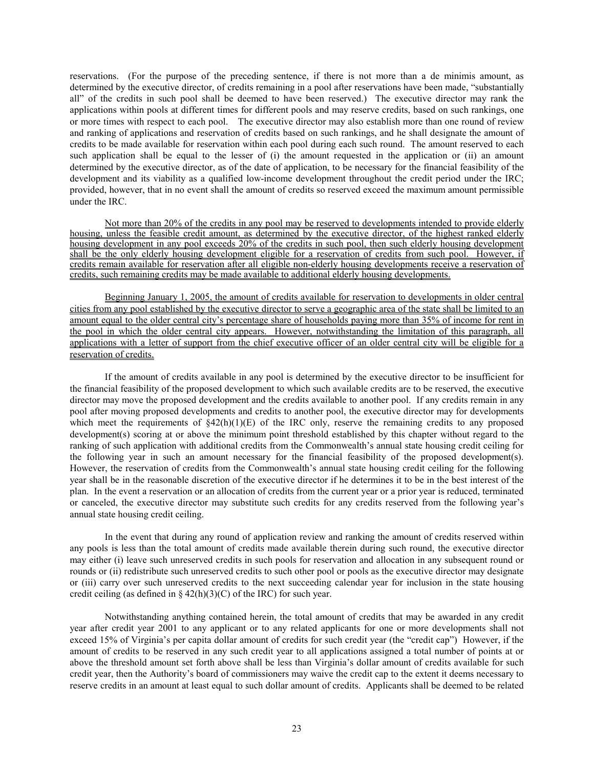reservations. (For the purpose of the preceding sentence, if there is not more than a de minimis amount, as determined by the executive director, of credits remaining in a pool after reservations have been made, "substantially all" of the credits in such pool shall be deemed to have been reserved.) The executive director may rank the applications within pools at different times for different pools and may reserve credits, based on such rankings, one or more times with respect to each pool. The executive director may also establish more than one round of review and ranking of applications and reservation of credits based on such rankings, and he shall designate the amount of credits to be made available for reservation within each pool during each such round. The amount reserved to each such application shall be equal to the lesser of (i) the amount requested in the application or (ii) an amount determined by the executive director, as of the date of application, to be necessary for the financial feasibility of the development and its viability as a qualified low-income development throughout the credit period under the IRC; provided, however, that in no event shall the amount of credits so reserved exceed the maximum amount permissible under the IRC.

Not more than 20% of the credits in any pool may be reserved to developments intended to provide elderly housing, unless the feasible credit amount, as determined by the executive director, of the highest ranked elderly housing development in any pool exceeds 20% of the credits in such pool, then such elderly housing development shall be the only elderly housing development eligible for a reservation of credits from such pool. However, if credits remain available for reservation after all eligible non-elderly housing developments receive a reservation of credits, such remaining credits may be made available to additional elderly housing developments.

Beginning January 1, 2005, the amount of credits available for reservation to developments in older central cities from any pool established by the executive director to serve a geographic area of the state shall be limited to an amount equal to the older central city's percentage share of households paying more than 35% of income for rent in the pool in which the older central city appears. However, notwithstanding the limitation of this paragraph, all applications with a letter of support from the chief executive officer of an older central city will be eligible for a reservation of credits.

If the amount of credits available in any pool is determined by the executive director to be insufficient for the financial feasibility of the proposed development to which such available credits are to be reserved, the executive director may move the proposed development and the credits available to another pool. If any credits remain in any pool after moving proposed developments and credits to another pool, the executive director may for developments which meet the requirements of §42(h)(1)(E) of the IRC only, reserve the remaining credits to any proposed development(s) scoring at or above the minimum point threshold established by this chapter without regard to the ranking of such application with additional credits from the Commonwealth's annual state housing credit ceiling for the following year in such an amount necessary for the financial feasibility of the proposed development(s). However, the reservation of credits from the Commonwealth's annual state housing credit ceiling for the following year shall be in the reasonable discretion of the executive director if he determines it to be in the best interest of the plan. In the event a reservation or an allocation of credits from the current year or a prior year is reduced, terminated or canceled, the executive director may substitute such credits for any credits reserved from the following year's annual state housing credit ceiling.

In the event that during any round of application review and ranking the amount of credits reserved within any pools is less than the total amount of credits made available therein during such round, the executive director may either (i) leave such unreserved credits in such pools for reservation and allocation in any subsequent round or rounds or (ii) redistribute such unreserved credits to such other pool or pools as the executive director may designate or (iii) carry over such unreserved credits to the next succeeding calendar year for inclusion in the state housing credit ceiling (as defined in § 42(h)(3)(C) of the IRC) for such year.

Notwithstanding anything contained herein, the total amount of credits that may be awarded in any credit year after credit year 2001 to any applicant or to any related applicants for one or more developments shall not exceed 15% of Virginia's per capita dollar amount of credits for such credit year (the "credit cap") However, if the amount of credits to be reserved in any such credit year to all applications assigned a total number of points at or above the threshold amount set forth above shall be less than Virginia's dollar amount of credits available for such credit year, then the Authority's board of commissioners may waive the credit cap to the extent it deems necessary to reserve credits in an amount at least equal to such dollar amount of credits. Applicants shall be deemed to be related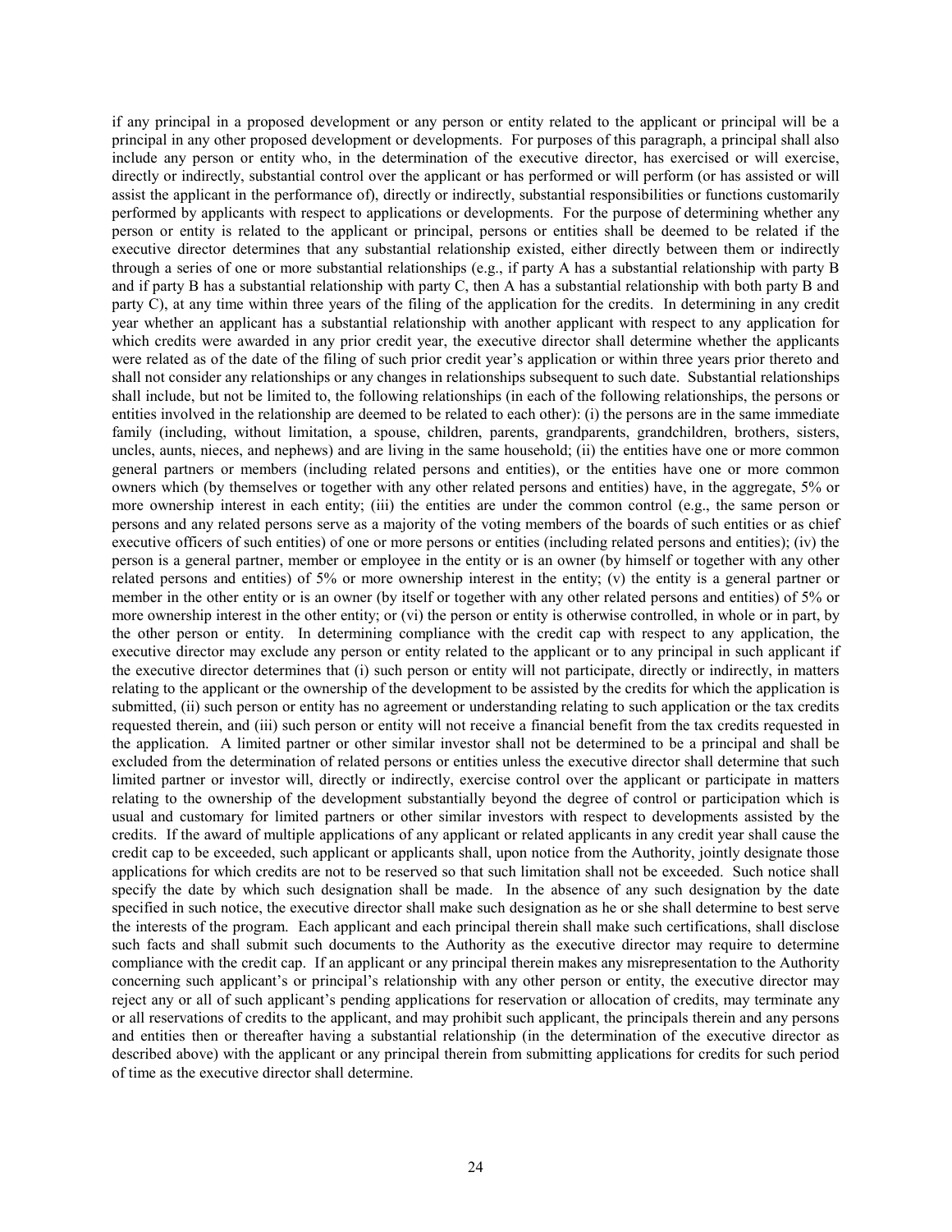if any principal in a proposed development or any person or entity related to the applicant or principal will be a principal in any other proposed development or developments. For purposes of this paragraph, a principal shall also include any person or entity who, in the determination of the executive director, has exercised or will exercise, directly or indirectly, substantial control over the applicant or has performed or will perform (or has assisted or will assist the applicant in the performance of), directly or indirectly, substantial responsibilities or functions customarily performed by applicants with respect to applications or developments. For the purpose of determining whether any person or entity is related to the applicant or principal, persons or entities shall be deemed to be related if the executive director determines that any substantial relationship existed, either directly between them or indirectly through a series of one or more substantial relationships (e.g., if party A has a substantial relationship with party B and if party B has a substantial relationship with party C, then A has a substantial relationship with both party B and party C), at any time within three years of the filing of the application for the credits. In determining in any credit year whether an applicant has a substantial relationship with another applicant with respect to any application for which credits were awarded in any prior credit year, the executive director shall determine whether the applicants were related as of the date of the filing of such prior credit year's application or within three years prior thereto and shall not consider any relationships or any changes in relationships subsequent to such date. Substantial relationships shall include, but not be limited to, the following relationships (in each of the following relationships, the persons or entities involved in the relationship are deemed to be related to each other): (i) the persons are in the same immediate family (including, without limitation, a spouse, children, parents, grandparents, grandchildren, brothers, sisters, uncles, aunts, nieces, and nephews) and are living in the same household; (ii) the entities have one or more common general partners or members (including related persons and entities), or the entities have one or more common owners which (by themselves or together with any other related persons and entities) have, in the aggregate, 5% or more ownership interest in each entity; (iii) the entities are under the common control (e.g., the same person or persons and any related persons serve as a majority of the voting members of the boards of such entities or as chief executive officers of such entities) of one or more persons or entities (including related persons and entities); (iv) the person is a general partner, member or employee in the entity or is an owner (by himself or together with any other related persons and entities) of 5% or more ownership interest in the entity; (v) the entity is a general partner or member in the other entity or is an owner (by itself or together with any other related persons and entities) of 5% or more ownership interest in the other entity; or (vi) the person or entity is otherwise controlled, in whole or in part, by the other person or entity. In determining compliance with the credit cap with respect to any application, the executive director may exclude any person or entity related to the applicant or to any principal in such applicant if the executive director determines that (i) such person or entity will not participate, directly or indirectly, in matters relating to the applicant or the ownership of the development to be assisted by the credits for which the application is submitted, (ii) such person or entity has no agreement or understanding relating to such application or the tax credits requested therein, and (iii) such person or entity will not receive a financial benefit from the tax credits requested in the application. A limited partner or other similar investor shall not be determined to be a principal and shall be excluded from the determination of related persons or entities unless the executive director shall determine that such limited partner or investor will, directly or indirectly, exercise control over the applicant or participate in matters relating to the ownership of the development substantially beyond the degree of control or participation which is usual and customary for limited partners or other similar investors with respect to developments assisted by the credits. If the award of multiple applications of any applicant or related applicants in any credit year shall cause the credit cap to be exceeded, such applicant or applicants shall, upon notice from the Authority, jointly designate those applications for which credits are not to be reserved so that such limitation shall not be exceeded. Such notice shall specify the date by which such designation shall be made. In the absence of any such designation by the date specified in such notice, the executive director shall make such designation as he or she shall determine to best serve the interests of the program. Each applicant and each principal therein shall make such certifications, shall disclose such facts and shall submit such documents to the Authority as the executive director may require to determine compliance with the credit cap. If an applicant or any principal therein makes any misrepresentation to the Authority concerning such applicant's or principal's relationship with any other person or entity, the executive director may reject any or all of such applicant's pending applications for reservation or allocation of credits, may terminate any or all reservations of credits to the applicant, and may prohibit such applicant, the principals therein and any persons and entities then or thereafter having a substantial relationship (in the determination of the executive director as described above) with the applicant or any principal therein from submitting applications for credits for such period of time as the executive director shall determine.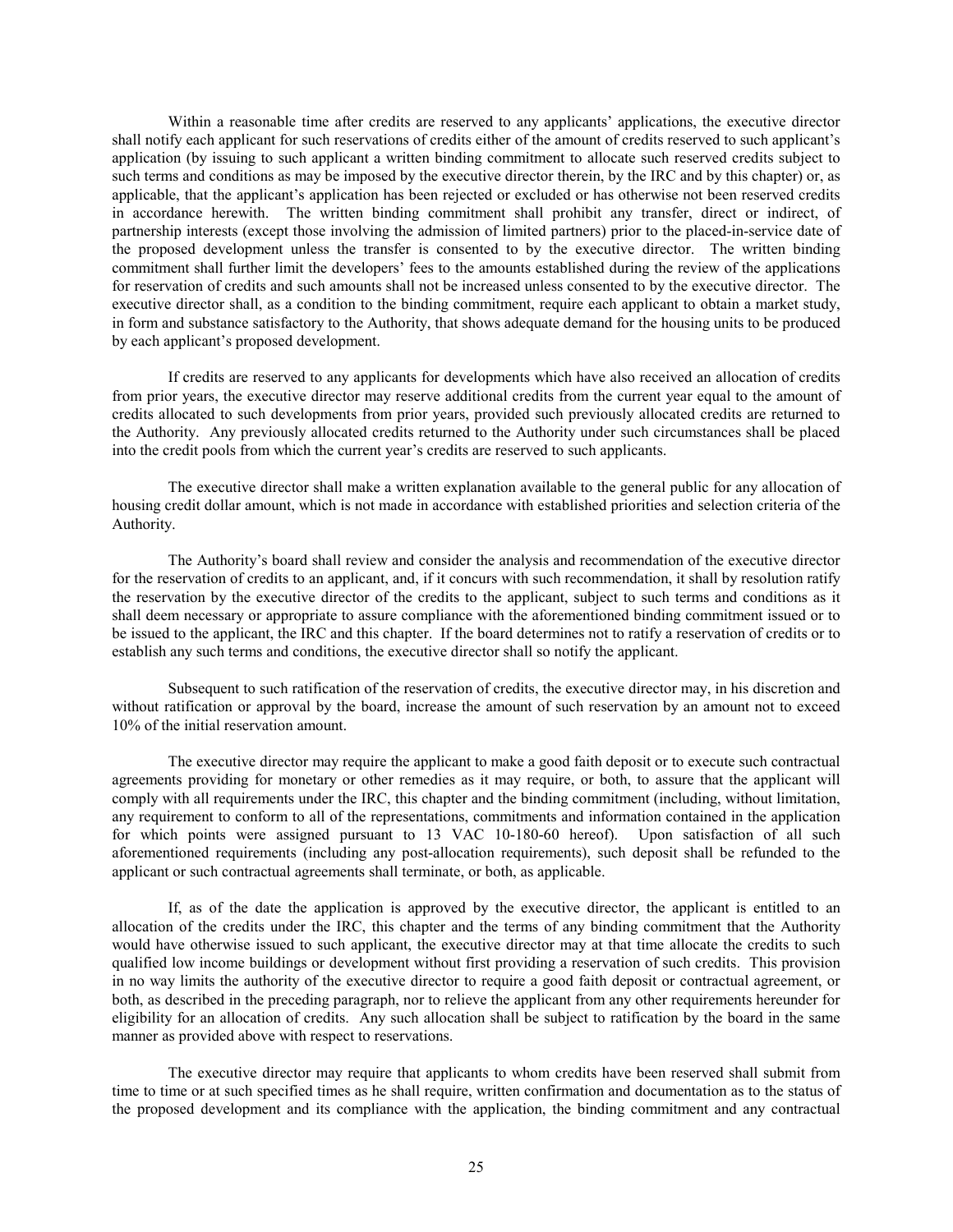Within a reasonable time after credits are reserved to any applicants' applications, the executive director shall notify each applicant for such reservations of credits either of the amount of credits reserved to such applicant's application (by issuing to such applicant a written binding commitment to allocate such reserved credits subject to such terms and conditions as may be imposed by the executive director therein, by the IRC and by this chapter) or, as applicable, that the applicant's application has been rejected or excluded or has otherwise not been reserved credits in accordance herewith. The written binding commitment shall prohibit any transfer, direct or indirect, of partnership interests (except those involving the admission of limited partners) prior to the placed-in-service date of the proposed development unless the transfer is consented to by the executive director. The written binding commitment shall further limit the developers' fees to the amounts established during the review of the applications for reservation of credits and such amounts shall not be increased unless consented to by the executive director. The executive director shall, as a condition to the binding commitment, require each applicant to obtain a market study, in form and substance satisfactory to the Authority, that shows adequate demand for the housing units to be produced by each applicant's proposed development.

If credits are reserved to any applicants for developments which have also received an allocation of credits from prior years, the executive director may reserve additional credits from the current year equal to the amount of credits allocated to such developments from prior years, provided such previously allocated credits are returned to the Authority. Any previously allocated credits returned to the Authority under such circumstances shall be placed into the credit pools from which the current year's credits are reserved to such applicants.

The executive director shall make a written explanation available to the general public for any allocation of housing credit dollar amount, which is not made in accordance with established priorities and selection criteria of the Authority.

The Authority's board shall review and consider the analysis and recommendation of the executive director for the reservation of credits to an applicant, and, if it concurs with such recommendation, it shall by resolution ratify the reservation by the executive director of the credits to the applicant, subject to such terms and conditions as it shall deem necessary or appropriate to assure compliance with the aforementioned binding commitment issued or to be issued to the applicant, the IRC and this chapter. If the board determines not to ratify a reservation of credits or to establish any such terms and conditions, the executive director shall so notify the applicant.

Subsequent to such ratification of the reservation of credits, the executive director may, in his discretion and without ratification or approval by the board, increase the amount of such reservation by an amount not to exceed 10% of the initial reservation amount.

The executive director may require the applicant to make a good faith deposit or to execute such contractual agreements providing for monetary or other remedies as it may require, or both, to assure that the applicant will comply with all requirements under the IRC, this chapter and the binding commitment (including, without limitation, any requirement to conform to all of the representations, commitments and information contained in the application for which points were assigned pursuant to 13 VAC 10-180-60 hereof). Upon satisfaction of all such aforementioned requirements (including any post-allocation requirements), such deposit shall be refunded to the applicant or such contractual agreements shall terminate, or both, as applicable.

If, as of the date the application is approved by the executive director, the applicant is entitled to an allocation of the credits under the IRC, this chapter and the terms of any binding commitment that the Authority would have otherwise issued to such applicant, the executive director may at that time allocate the credits to such qualified low income buildings or development without first providing a reservation of such credits. This provision in no way limits the authority of the executive director to require a good faith deposit or contractual agreement, or both, as described in the preceding paragraph, nor to relieve the applicant from any other requirements hereunder for eligibility for an allocation of credits. Any such allocation shall be subject to ratification by the board in the same manner as provided above with respect to reservations.

The executive director may require that applicants to whom credits have been reserved shall submit from time to time or at such specified times as he shall require, written confirmation and documentation as to the status of the proposed development and its compliance with the application, the binding commitment and any contractual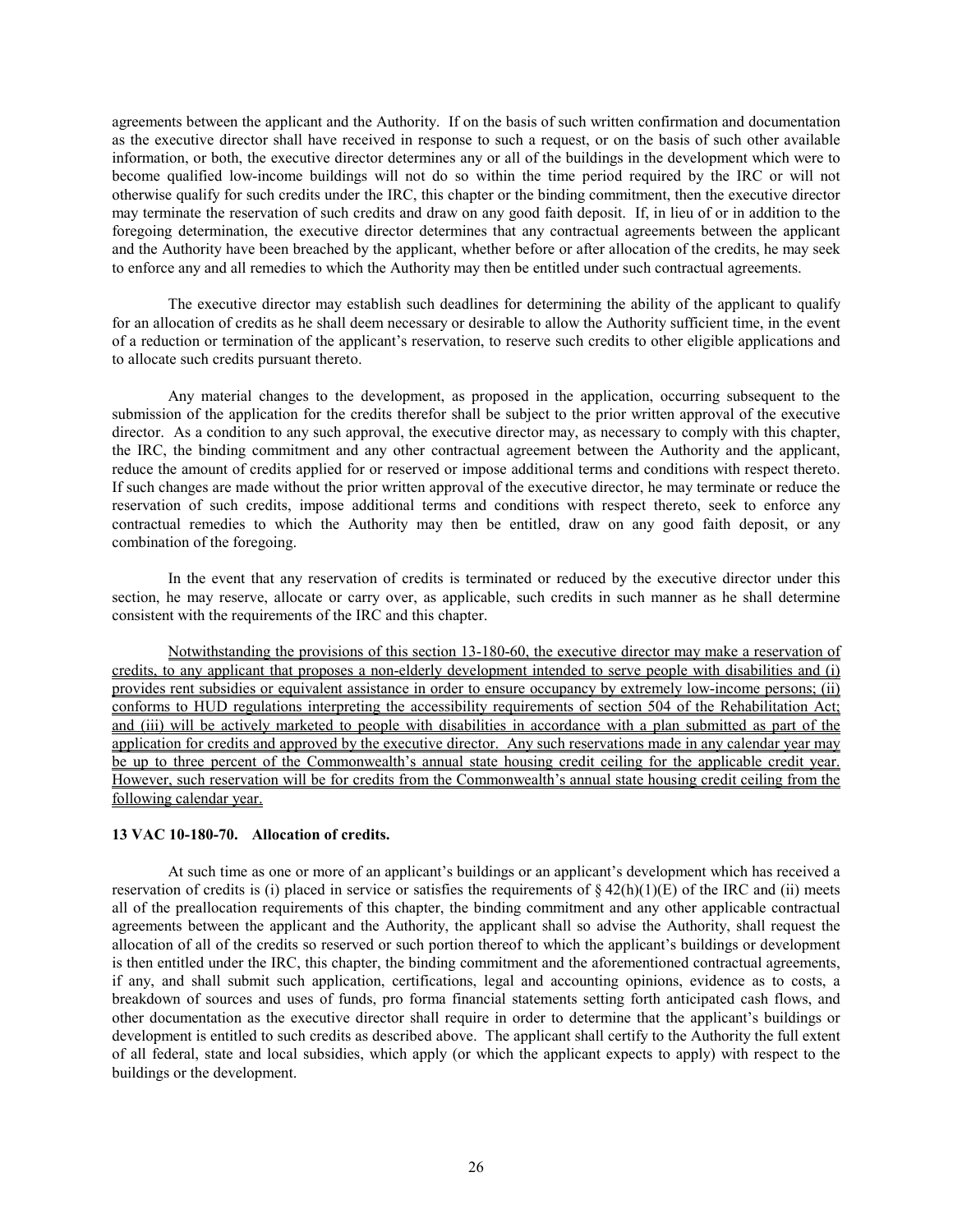agreements between the applicant and the Authority. If on the basis of such written confirmation and documentation as the executive director shall have received in response to such a request, or on the basis of such other available information, or both, the executive director determines any or all of the buildings in the development which were to become qualified low-income buildings will not do so within the time period required by the IRC or will not otherwise qualify for such credits under the IRC, this chapter or the binding commitment, then the executive director may terminate the reservation of such credits and draw on any good faith deposit. If, in lieu of or in addition to the foregoing determination, the executive director determines that any contractual agreements between the applicant and the Authority have been breached by the applicant, whether before or after allocation of the credits, he may seek to enforce any and all remedies to which the Authority may then be entitled under such contractual agreements.

The executive director may establish such deadlines for determining the ability of the applicant to qualify for an allocation of credits as he shall deem necessary or desirable to allow the Authority sufficient time, in the event of a reduction or termination of the applicant's reservation, to reserve such credits to other eligible applications and to allocate such credits pursuant thereto.

Any material changes to the development, as proposed in the application, occurring subsequent to the submission of the application for the credits therefor shall be subject to the prior written approval of the executive director. As a condition to any such approval, the executive director may, as necessary to comply with this chapter, the IRC, the binding commitment and any other contractual agreement between the Authority and the applicant, reduce the amount of credits applied for or reserved or impose additional terms and conditions with respect thereto. If such changes are made without the prior written approval of the executive director, he may terminate or reduce the reservation of such credits, impose additional terms and conditions with respect thereto, seek to enforce any contractual remedies to which the Authority may then be entitled, draw on any good faith deposit, or any combination of the foregoing.

In the event that any reservation of credits is terminated or reduced by the executive director under this section, he may reserve, allocate or carry over, as applicable, such credits in such manner as he shall determine consistent with the requirements of the IRC and this chapter.

<u>Notwithstanding the provisions of this section 13-180-60, the executive director may make a reservation of credits, to any applicant that proposes a non-elderly development intended to serve people with disabilities and (i) provides rent subsidies or equivalent assistance in order to ensure occupancy by extremely low-income persons; (ii) conforms to HUD regulations interpreting the accessibility requirements of section 504 of the Rehabilitation Act; and (iii) will be actively marketed to people with disabilities in accordance with a plan submitted as part of the application for credits and approved by the executive director. Any such reservations made in any calendar year may be up to three percent of the Commonwealth's annual state housing credit ceiling for the applicable credit year. However, such reservation will be for credits from the Commonwealth's annual state housing credit ceiling from the following calendar year.</u>

**13 VAC 10-180-70. Allocation of credits.**

At such time as one or more of an applicant's buildings or an applicant's development which has received a reservation of credits is (i) placed in service or satisfies the requirements of § 42(h)(1)(E) of the IRC and (ii) meets all of the preallocation requirements of this chapter, the binding commitment and any other applicable contractual agreements between the applicant and the Authority, the applicant shall so advise the Authority, shall request the allocation of all of the credits so reserved or such portion thereof to which the applicant's buildings or development is then entitled under the IRC, this chapter, the binding commitment and the aforementioned contractual agreements, if any, and shall submit such application, certifications, legal and accounting opinions, evidence as to costs, a breakdown of sources and uses of funds, pro forma financial statements setting forth anticipated cash flows, and other documentation as the executive director shall require in order to determine that the applicant's buildings or development is entitled to such credits as described above. The applicant shall certify to the Authority the full extent of all federal, state and local subsidies, which apply (or which the applicant expects to apply) with respect to the buildings or the development.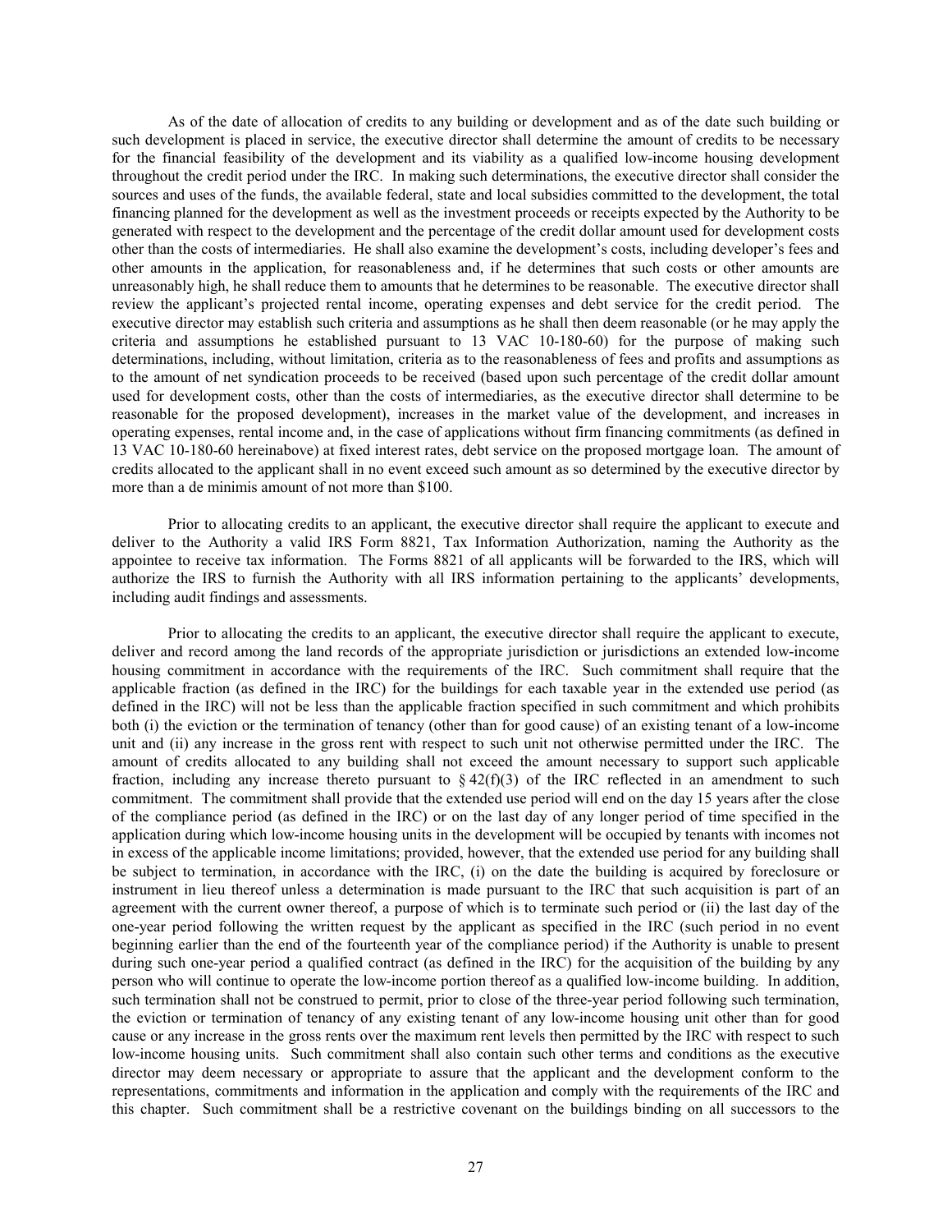As of the date of allocation of credits to any building or development and as of the date such building or such development is placed in service, the executive director shall determine the amount of credits to be necessary for the financial feasibility of the development and its viability as a qualified low-income housing development throughout the credit period under the IRC. In making such determinations, the executive director shall consider the sources and uses of the funds, the available federal, state and local subsidies committed to the development, the total financing planned for the development as well as the investment proceeds or receipts expected by the Authority to be generated with respect to the development and the percentage of the credit dollar amount used for development costs other than the costs of intermediaries. He shall also examine the development's costs, including developer's fees and other amounts in the application, for reasonableness and, if he determines that such costs or other amounts are unreasonably high, he shall reduce them to amounts that he determines to be reasonable. The executive director shall review the applicant's projected rental income, operating expenses and debt service for the credit period. The executive director may establish such criteria and assumptions as he shall then deem reasonable (or he may apply the criteria and assumptions he established pursuant to 13 VAC 10-180-60) for the purpose of making such determinations, including, without limitation, criteria as to the reasonableness of fees and profits and assumptions as to the amount of net syndication proceeds to be received (based upon such percentage of the credit dollar amount used for development costs, other than the costs of intermediaries, as the executive director shall determine to be reasonable for the proposed development), increases in the market value of the development, and increases in operating expenses, rental income and, in the case of applications without firm financing commitments (as defined in 13 VAC 10-180-60 hereinabove) at fixed interest rates, debt service on the proposed mortgage loan. The amount of credits allocated to the applicant shall in no event exceed such amount as so determined by the executive director by more than a de minimis amount of not more than $100.

Prior to allocating credits to an applicant, the executive director shall require the applicant to execute and deliver to the Authority a valid IRS Form 8821, Tax Information Authorization, naming the Authority as the appointee to receive tax information. The Forms 8821 of all applicants will be forwarded to the IRS, which will authorize the IRS to furnish the Authority with all IRS information pertaining to the applicants' developments, including audit findings and assessments.

Prior to allocating the credits to an applicant, the executive director shall require the applicant to execute, deliver and record among the land records of the appropriate jurisdiction or jurisdictions an extended low-income housing commitment in accordance with the requirements of the IRC. Such commitment shall require that the applicable fraction (as defined in the IRC) for the buildings for each taxable year in the extended use period (as defined in the IRC) will not be less than the applicable fraction specified in such commitment and which prohibits both (i) the eviction or the termination of tenancy (other than for good cause) of an existing tenant of a low-income unit and (ii) any increase in the gross rent with respect to such unit not otherwise permitted under the IRC. The amount of credits allocated to any building shall not exceed the amount necessary to support such applicable fraction, including any increase thereto pursuant to § 42(f)(3) of the IRC reflected in an amendment to such commitment. The commitment shall provide that the extended use period will end on the day 15 years after the close of the compliance period (as defined in the IRC) or on the last day of any longer period of time specified in the application during which low-income housing units in the development will be occupied by tenants with incomes not in excess of the applicable income limitations; provided, however, that the extended use period for any building shall be subject to termination, in accordance with the IRC, (i) on the date the building is acquired by foreclosure or instrument in lieu thereof unless a determination is made pursuant to the IRC that such acquisition is part of an agreement with the current owner thereof, a purpose of which is to terminate such period or (ii) the last day of the one-year period following the written request by the applicant as specified in the IRC (such period in no event beginning earlier than the end of the fourteenth year of the compliance period) if the Authority is unable to present during such one-year period a qualified contract (as defined in the IRC) for the acquisition of the building by any person who will continue to operate the low-income portion thereof as a qualified low-income building. In addition, such termination shall not be construed to permit, prior to close of the three-year period following such termination, the eviction or termination of tenancy of any existing tenant of any low-income housing unit other than for good cause or any increase in the gross rents over the maximum rent levels then permitted by the IRC with respect to such low-income housing units. Such commitment shall also contain such other terms and conditions as the executive director may deem necessary or appropriate to assure that the applicant and the development conform to the representations, commitments and information in the application and comply with the requirements of the IRC and this chapter. Such commitment shall be a restrictive covenant on the buildings binding on all successors to the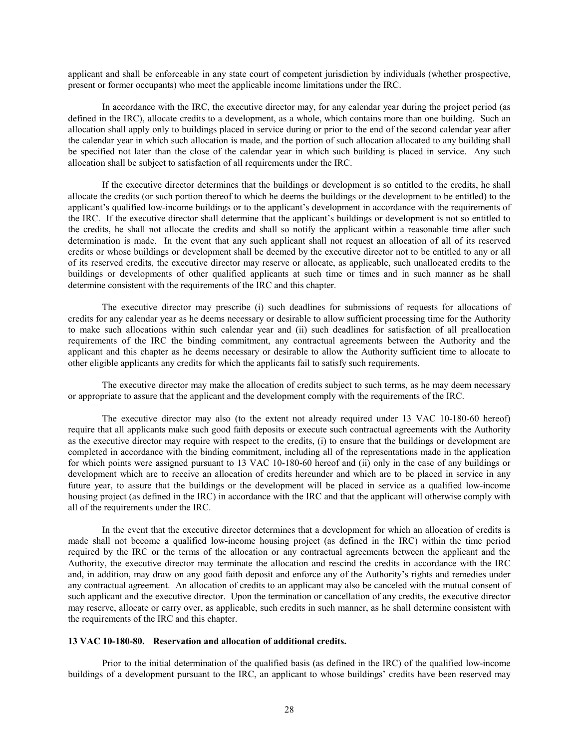applicant and shall be enforceable in any state court of competent jurisdiction by individuals (whether prospective, present or former occupants) who meet the applicable income limitations under the IRC.

In accordance with the IRC, the executive director may, for any calendar year during the project period (as defined in the IRC), allocate credits to a development, as a whole, which contains more than one building. Such an allocation shall apply only to buildings placed in service during or prior to the end of the second calendar year after the calendar year in which such allocation is made, and the portion of such allocation allocated to any building shall be specified not later than the close of the calendar year in which such building is placed in service. Any such allocation shall be subject to satisfaction of all requirements under the IRC.

If the executive director determines that the buildings or development is so entitled to the credits, he shall allocate the credits (or such portion thereof to which he deems the buildings or the development to be entitled) to the applicant's qualified low-income buildings or to the applicant's development in accordance with the requirements of the IRC. If the executive director shall determine that the applicant's buildings or development is not so entitled to the credits, he shall not allocate the credits and shall so notify the applicant within a reasonable time after such determination is made. In the event that any such applicant shall not request an allocation of all of its reserved credits or whose buildings or development shall be deemed by the executive director not to be entitled to any or all of its reserved credits, the executive director may reserve or allocate, as applicable, such unallocated credits to the buildings or developments of other qualified applicants at such time or times and in such manner as he shall determine consistent with the requirements of the IRC and this chapter.

The executive director may prescribe (i) such deadlines for submissions of requests for allocations of credits for any calendar year as he deems necessary or desirable to allow sufficient processing time for the Authority to make such allocations within such calendar year and (ii) such deadlines for satisfaction of all preallocation requirements of the IRC the binding commitment, any contractual agreements between the Authority and the applicant and this chapter as he deems necessary or desirable to allow the Authority sufficient time to allocate to other eligible applicants any credits for which the applicants fail to satisfy such requirements.

The executive director may make the allocation of credits subject to such terms, as he may deem necessary or appropriate to assure that the applicant and the development comply with the requirements of the IRC.

The executive director may also (to the extent not already required under 13 VAC 10-180-60 hereof) require that all applicants make such good faith deposits or execute such contractual agreements with the Authority as the executive director may require with respect to the credits, (i) to ensure that the buildings or development are completed in accordance with the binding commitment, including all of the representations made in the application for which points were assigned pursuant to 13 VAC 10-180-60 hereof and (ii) only in the case of any buildings or development which are to receive an allocation of credits hereunder and which are to be placed in service in any future year, to assure that the buildings or the development will be placed in service as a qualified low-income housing project (as defined in the IRC) in accordance with the IRC and that the applicant will otherwise comply with all of the requirements under the IRC.

In the event that the executive director determines that a development for which an allocation of credits is made shall not become a qualified low-income housing project (as defined in the IRC) within the time period required by the IRC or the terms of the allocation or any contractual agreements between the applicant and the Authority, the executive director may terminate the allocation and rescind the credits in accordance with the IRC and, in addition, may draw on any good faith deposit and enforce any of the Authority's rights and remedies under any contractual agreement. An allocation of credits to an applicant may also be canceled with the mutual consent of such applicant and the executive director. Upon the termination or cancellation of any credits, the executive director may reserve, allocate or carry over, as applicable, such credits in such manner, as he shall determine consistent with the requirements of the IRC and this chapter.

**13 VAC 10-180-80. Reservation and allocation of additional credits.**

Prior to the initial determination of the qualified basis (as defined in the IRC) of the qualified low-income buildings of a development pursuant to the IRC, an applicant to whose buildings' credits have been reserved may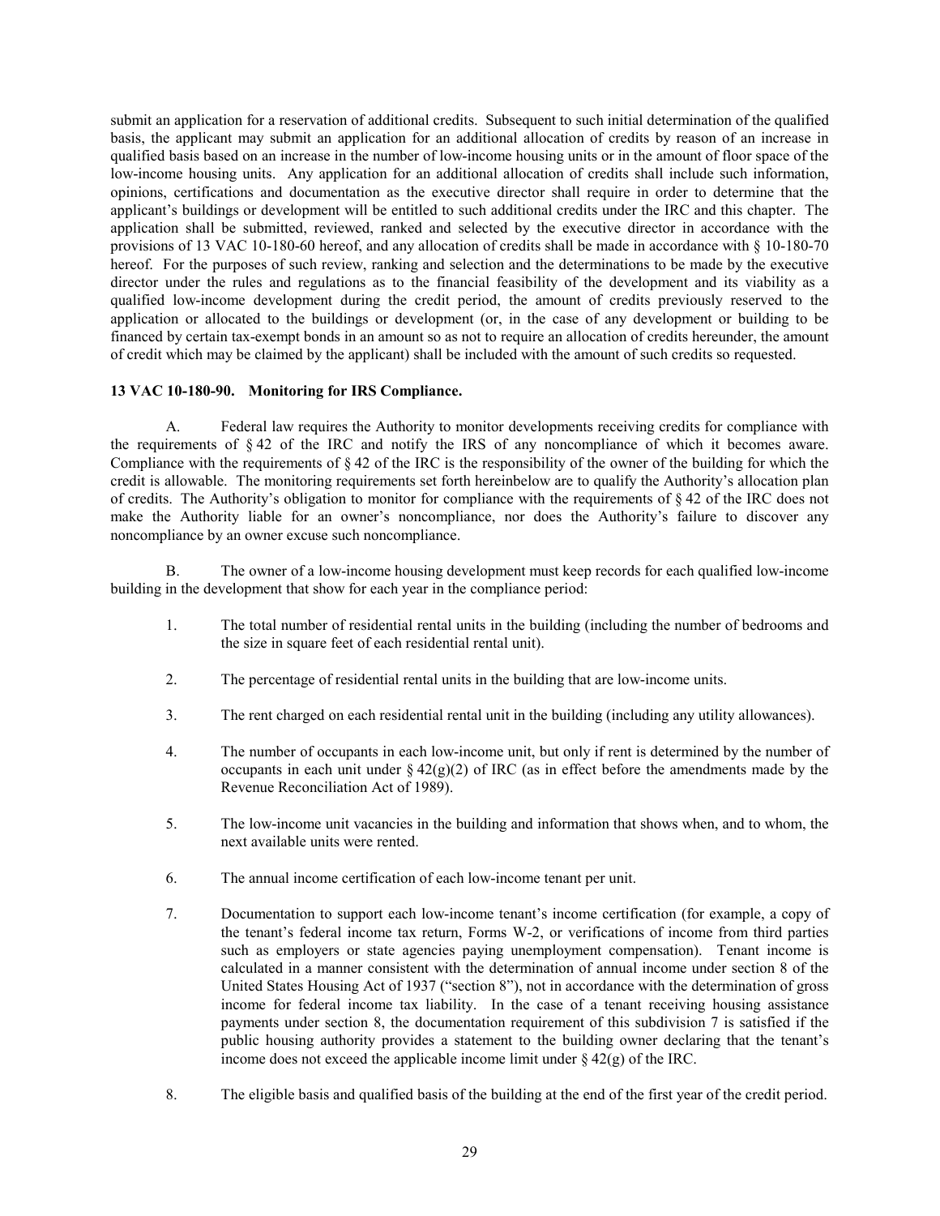submit an application for a reservation of additional credits. Subsequent to such initial determination of the qualified basis, the applicant may submit an application for an additional allocation of credits by reason of an increase in qualified basis based on an increase in the number of low-income housing units or in the amount of floor space of the low-income housing units. Any application for an additional allocation of credits shall include such information, opinions, certifications and documentation as the executive director shall require in order to determine that the applicant's buildings or development will be entitled to such additional credits under the IRC and this chapter. The application shall be submitted, reviewed, ranked and selected by the executive director in accordance with the provisions of 13 VAC 10-180-60 hereof, and any allocation of credits shall be made in accordance with § 10-180-70 hereof. For the purposes of such review, ranking and selection and the determinations to be made by the executive director under the rules and regulations as to the financial feasibility of the development and its viability as a qualified low-income development during the credit period, the amount of credits previously reserved to the application or allocated to the buildings or development (or, in the case of any development or building to be financed by certain tax-exempt bonds in an amount so as not to require an allocation of credits hereunder, the amount of credit which may be claimed by the applicant) shall be included with the amount of such credits so requested.

**13 VAC 10-180-90. Monitoring for IRS Compliance.**

A. Federal law requires the Authority to monitor developments receiving credits for compliance with the requirements of § 42 of the IRC and notify the IRS of any noncompliance of which it becomes aware. Compliance with the requirements of § 42 of the IRC is the responsibility of the owner of the building for which the credit is allowable. The monitoring requirements set forth hereinbelow are to qualify the Authority's allocation plan of credits. The Authority's obligation to monitor for compliance with the requirements of § 42 of the IRC does not make the Authority liable for an owner's noncompliance, nor does the Authority's failure to discover any noncompliance by an owner excuse such noncompliance.

B. The owner of a low-income housing development must keep records for each qualified low-income building in the development that show for each year in the compliance period:

1. The total number of residential rental units in the building (including the number of bedrooms and the size in square feet of each residential rental unit).

2. The percentage of residential rental units in the building that are low-income units.

3. The rent charged on each residential rental unit in the building (including any utility allowances).

4. The number of occupants in each low-income unit, but only if rent is determined by the number of occupants in each unit under § 42(g)(2) of IRC (as in effect before the amendments made by the Revenue Reconciliation Act of 1989).

5. The low-income unit vacancies in the building and information that shows when, and to whom, the next available units were rented.

6. The annual income certification of each low-income tenant per unit.

7. Documentation to support each low-income tenant's income certification (for example, a copy of the tenant's federal income tax return, Forms W-2, or verifications of income from third parties such as employers or state agencies paying unemployment compensation). Tenant income is calculated in a manner consistent with the determination of annual income under section 8 of the United States Housing Act of 1937 ("section 8"), not in accordance with the determination of gross income for federal income tax liability. In the case of a tenant receiving housing assistance payments under section 8, the documentation requirement of this subdivision 7 is satisfied if the public housing authority provides a statement to the building owner declaring that the tenant's income does not exceed the applicable income limit under § 42(g) of the IRC.

8. The eligible basis and qualified basis of the building at the end of the first year of the credit period.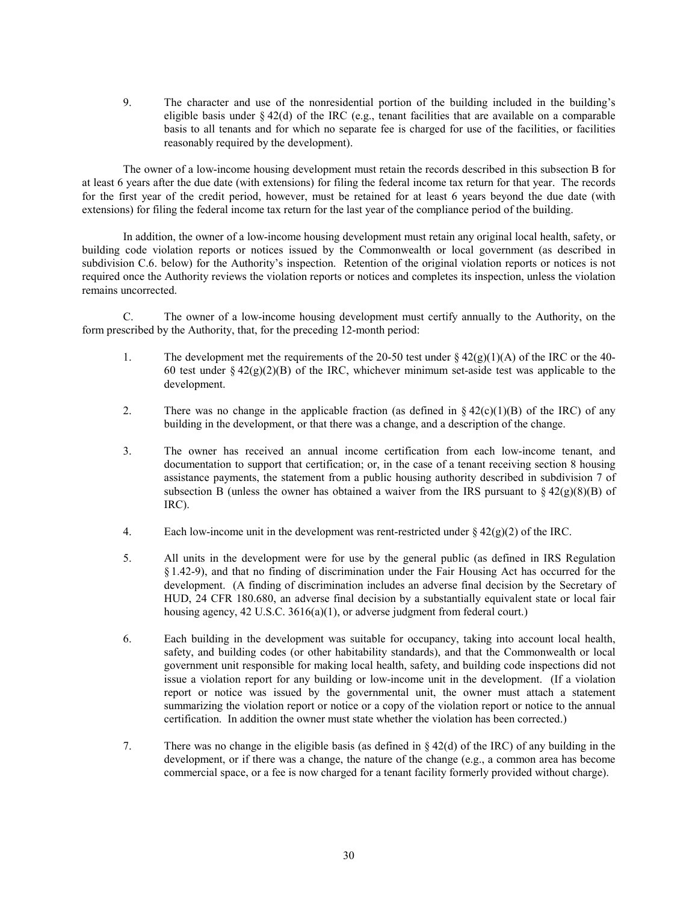9. The character and use of the nonresidential portion of the building included in the building's eligible basis under § 42(d) of the IRC (e.g., tenant facilities that are available on a comparable basis to all tenants and for which no separate fee is charged for use of the facilities, or facilities reasonably required by the development).

The owner of a low-income housing development must retain the records described in this subsection B for at least 6 years after the due date (with extensions) for filing the federal income tax return for that year. The records for the first year of the credit period, however, must be retained for at least 6 years beyond the due date (with extensions) for filing the federal income tax return for the last year of the compliance period of the building.

In addition, the owner of a low-income housing development must retain any original local health, safety, or building code violation reports or notices issued by the Commonwealth or local government (as described in subdivision C.6. below) for the Authority's inspection. Retention of the original violation reports or notices is not required once the Authority reviews the violation reports or notices and completes its inspection, unless the violation remains uncorrected.

C. The owner of a low-income housing development must certify annually to the Authority, on the form prescribed by the Authority, that, for the preceding 12-month period:

1. The development met the requirements of the 20-50 test under § 42(g)(1)(A) of the IRC or the 40-60 test under § 42(g)(2)(B) of the IRC, whichever minimum set-aside test was applicable to the development.

2. There was no change in the applicable fraction (as defined in § 42(c)(1)(B) of the IRC) of any building in the development, or that there was a change, and a description of the change.

3. The owner has received an annual income certification from each low-income tenant, and documentation to support that certification; or, in the case of a tenant receiving section 8 housing assistance payments, the statement from a public housing authority described in subdivision 7 of subsection B (unless the owner has obtained a waiver from the IRS pursuant to § 42(g)(8)(B) of IRC).

4. Each low-income unit in the development was rent-restricted under § 42(g)(2) of the IRC.

5. All units in the development were for use by the general public (as defined in IRS Regulation § 1.42-9), and that no finding of discrimination under the Fair Housing Act has occurred for the development. (A finding of discrimination includes an adverse final decision by the Secretary of HUD, 24 CFR 180.680, an adverse final decision by a substantially equivalent state or local fair housing agency, 42 U.S.C. 3616(a)(1), or adverse judgment from federal court.)

6. Each building in the development was suitable for occupancy, taking into account local health, safety, and building codes (or other habitability standards), and that the Commonwealth or local government unit responsible for making local health, safety, and building code inspections did not issue a violation report for any building or low-income unit in the development. (If a violation report or notice was issued by the governmental unit, the owner must attach a statement summarizing the violation report or notice or a copy of the violation report or notice to the annual certification. In addition the owner must state whether the violation has been corrected.)

7. There was no change in the eligible basis (as defined in § 42(d) of the IRC) of any building in the development, or if there was a change, the nature of the change (e.g., a common area has become commercial space, or a fee is now charged for a tenant facility formerly provided without charge).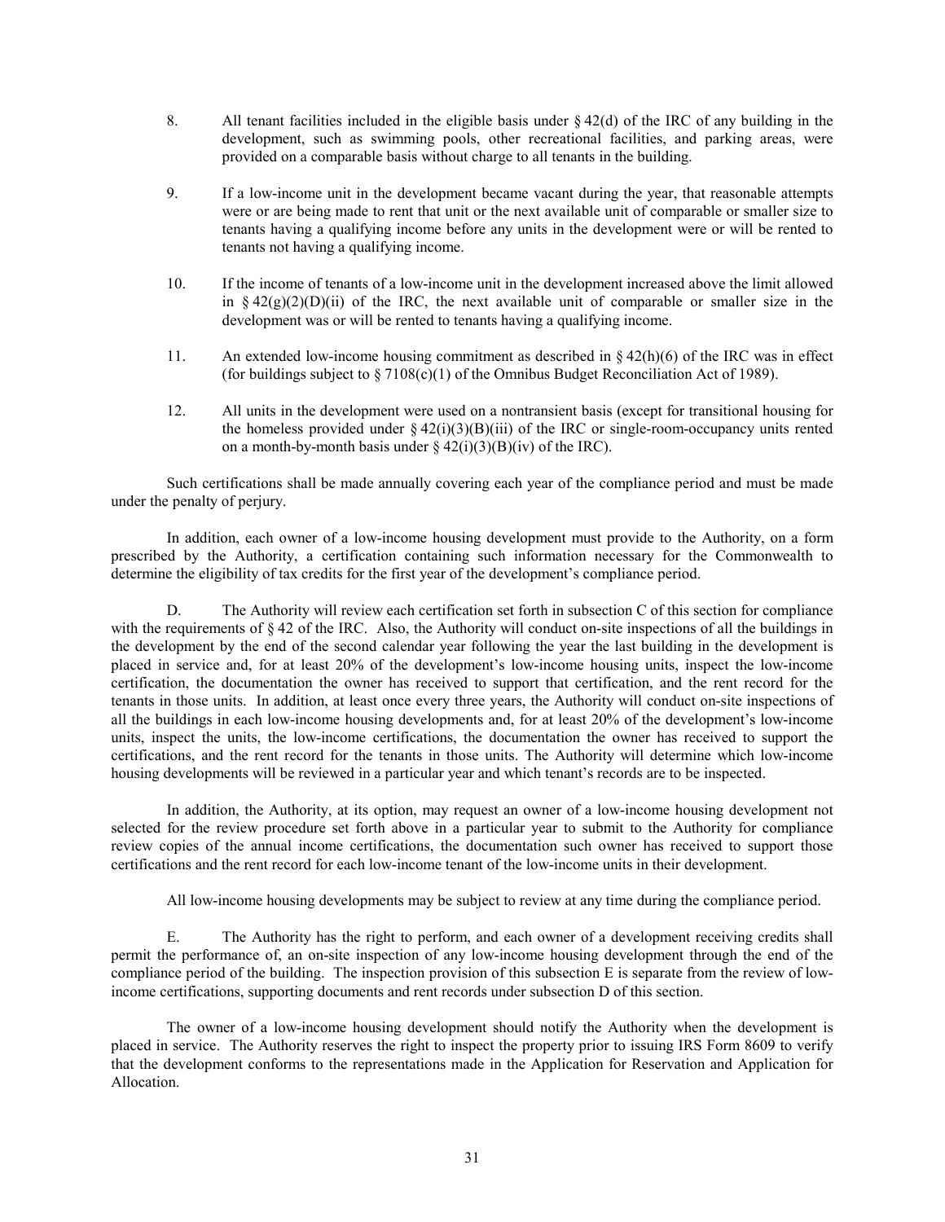8. All tenant facilities included in the eligible basis under § 42(d) of the IRC of any building in the development, such as swimming pools, other recreational facilities, and parking areas, were provided on a comparable basis without charge to all tenants in the building.

9. If a low-income unit in the development became vacant during the year, that reasonable attempts were or are being made to rent that unit or the next available unit of comparable or smaller size to tenants having a qualifying income before any units in the development were or will be rented to tenants not having a qualifying income.

10. If the income of tenants of a low-income unit in the development increased above the limit allowed in § 42(g)(2)(D)(ii) of the IRC, the next available unit of comparable or smaller size in the development was or will be rented to tenants having a qualifying income.

11. An extended low-income housing commitment as described in § 42(h)(6) of the IRC was in effect (for buildings subject to § 7108(c)(1) of the Omnibus Budget Reconciliation Act of 1989).

12. All units in the development were used on a nontransient basis (except for transitional housing for the homeless provided under § 42(i)(3)(B)(iii) of the IRC or single-room-occupancy units rented on a month-by-month basis under § 42(i)(3)(B)(iv) of the IRC).

Such certifications shall be made annually covering each year of the compliance period and must be made under the penalty of perjury.

In addition, each owner of a low-income housing development must provide to the Authority, on a form prescribed by the Authority, a certification containing such information necessary for the Commonwealth to determine the eligibility of tax credits for the first year of the development's compliance period.

D. The Authority will review each certification set forth in subsection C of this section for compliance with the requirements of § 42 of the IRC. Also, the Authority will conduct on-site inspections of all the buildings in the development by the end of the second calendar year following the year the last building in the development is placed in service and, for at least 20% of the development's low-income housing units, inspect the low-income certification, the documentation the owner has received to support that certification, and the rent record for the tenants in those units. In addition, at least once every three years, the Authority will conduct on-site inspections of all the buildings in each low-income housing developments and, for at least 20% of the development's low-income units, inspect the units, the low-income certifications, the documentation the owner has received to support the certifications, and the rent record for the tenants in those units. The Authority will determine which low-income housing developments will be reviewed in a particular year and which tenant's records are to be inspected.

In addition, the Authority, at its option, may request an owner of a low-income housing development not selected for the review procedure set forth above in a particular year to submit to the Authority for compliance review copies of the annual income certifications, the documentation such owner has received to support those certifications and the rent record for each low-income tenant of the low-income units in their development.

All low-income housing developments may be subject to review at any time during the compliance period.

E. The Authority has the right to perform, and each owner of a development receiving credits shall permit the performance of, an on-site inspection of any low-income housing development through the end of the compliance period of the building. The inspection provision of this subsection E is separate from the review of low-income certifications, supporting documents and rent records under subsection D of this section.

The owner of a low-income housing development should notify the Authority when the development is placed in service. The Authority reserves the right to inspect the property prior to issuing IRS Form 8609 to verify that the development conforms to the representations made in the Application for Reservation and Application for Allocation.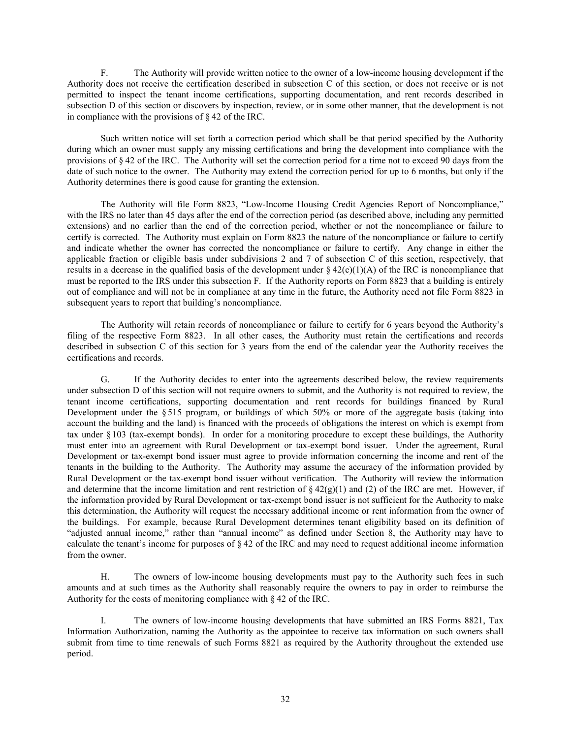F. The Authority will provide written notice to the owner of a low-income housing development if the Authority does not receive the certification described in subsection C of this section, or does not receive or is not permitted to inspect the tenant income certifications, supporting documentation, and rent records described in subsection D of this section or discovers by inspection, review, or in some other manner, that the development is not in compliance with the provisions of § 42 of the IRC.

Such written notice will set forth a correction period which shall be that period specified by the Authority during which an owner must supply any missing certifications and bring the development into compliance with the provisions of § 42 of the IRC. The Authority will set the correction period for a time not to exceed 90 days from the date of such notice to the owner. The Authority may extend the correction period for up to 6 months, but only if the Authority determines there is good cause for granting the extension.

The Authority will file Form 8823, "Low-Income Housing Credit Agencies Report of Noncompliance," with the IRS no later than 45 days after the end of the correction period (as described above, including any permitted extensions) and no earlier than the end of the correction period, whether or not the noncompliance or failure to certify is corrected. The Authority must explain on Form 8823 the nature of the noncompliance or failure to certify and indicate whether the owner has corrected the noncompliance or failure to certify. Any change in either the applicable fraction or eligible basis under subdivisions 2 and 7 of subsection C of this section, respectively, that results in a decrease in the qualified basis of the development under § 42(c)(1)(A) of the IRC is noncompliance that must be reported to the IRS under this subsection F. If the Authority reports on Form 8823 that a building is entirely out of compliance and will not be in compliance at any time in the future, the Authority need not file Form 8823 in subsequent years to report that building's noncompliance.

The Authority will retain records of noncompliance or failure to certify for 6 years beyond the Authority's filing of the respective Form 8823. In all other cases, the Authority must retain the certifications and records described in subsection C of this section for 3 years from the end of the calendar year the Authority receives the certifications and records.

G. If the Authority decides to enter into the agreements described below, the review requirements under subsection D of this section will not require owners to submit, and the Authority is not required to review, the tenant income certifications, supporting documentation and rent records for buildings financed by Rural Development under the § 515 program, or buildings of which 50% or more of the aggregate basis (taking into account the building and the land) is financed with the proceeds of obligations the interest on which is exempt from tax under § 103 (tax-exempt bonds). In order for a monitoring procedure to except these buildings, the Authority must enter into an agreement with Rural Development or tax-exempt bond issuer. Under the agreement, Rural Development or tax-exempt bond issuer must agree to provide information concerning the income and rent of the tenants in the building to the Authority. The Authority may assume the accuracy of the information provided by Rural Development or the tax-exempt bond issuer without verification. The Authority will review the information and determine that the income limitation and rent restriction of § 42(g)(1) and (2) of the IRC are met. However, if the information provided by Rural Development or tax-exempt bond issuer is not sufficient for the Authority to make this determination, the Authority will request the necessary additional income or rent information from the owner of the buildings. For example, because Rural Development determines tenant eligibility based on its definition of "adjusted annual income," rather than "annual income" as defined under Section 8, the Authority may have to calculate the tenant's income for purposes of § 42 of the IRC and may need to request additional income information from the owner.

H. The owners of low-income housing developments must pay to the Authority such fees in such amounts and at such times as the Authority shall reasonably require the owners to pay in order to reimburse the Authority for the costs of monitoring compliance with § 42 of the IRC.

I. The owners of low-income housing developments that have submitted an IRS Forms 8821, Tax Information Authorization, naming the Authority as the appointee to receive tax information on such owners shall submit from time to time renewals of such Forms 8821 as required by the Authority throughout the extended use period.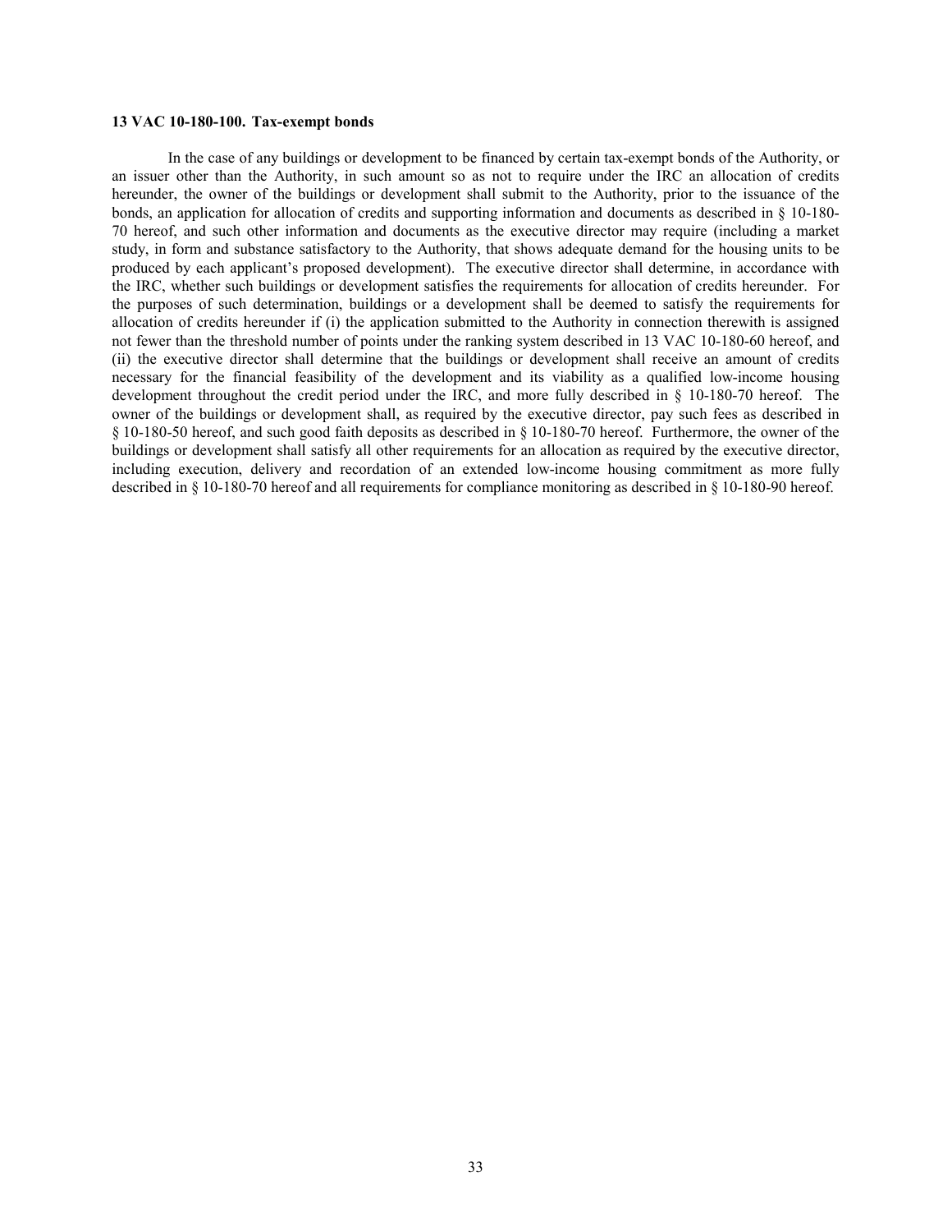**13 VAC 10-180-100. Tax-exempt bonds**

In the case of any buildings or development to be financed by certain tax-exempt bonds of the Authority, or an issuer other than the Authority, in such amount so as not to require under the IRC an allocation of credits hereunder, the owner of the buildings or development shall submit to the Authority, prior to the issuance of the bonds, an application for allocation of credits and supporting information and documents as described in § 10-180-70 hereof, and such other information and documents as the executive director may require (including a market study, in form and substance satisfactory to the Authority, that shows adequate demand for the housing units to be produced by each applicant's proposed development). The executive director shall determine, in accordance with the IRC, whether such buildings or development satisfies the requirements for allocation of credits hereunder. For the purposes of such determination, buildings or a development shall be deemed to satisfy the requirements for allocation of credits hereunder if (i) the application submitted to the Authority in connection therewith is assigned not fewer than the threshold number of points under the ranking system described in 13 VAC 10-180-60 hereof, and (ii) the executive director shall determine that the buildings or development shall receive an amount of credits necessary for the financial feasibility of the development and its viability as a qualified low-income housing development throughout the credit period under the IRC, and more fully described in § 10-180-70 hereof. The owner of the buildings or development shall, as required by the executive director, pay such fees as described in § 10-180-50 hereof, and such good faith deposits as described in § 10-180-70 hereof. Furthermore, the owner of the buildings or development shall satisfy all other requirements for an allocation as required by the executive director, including execution, delivery and recordation of an extended low-income housing commitment as more fully described in § 10-180-70 hereof and all requirements for compliance monitoring as described in § 10-180-90 hereof.